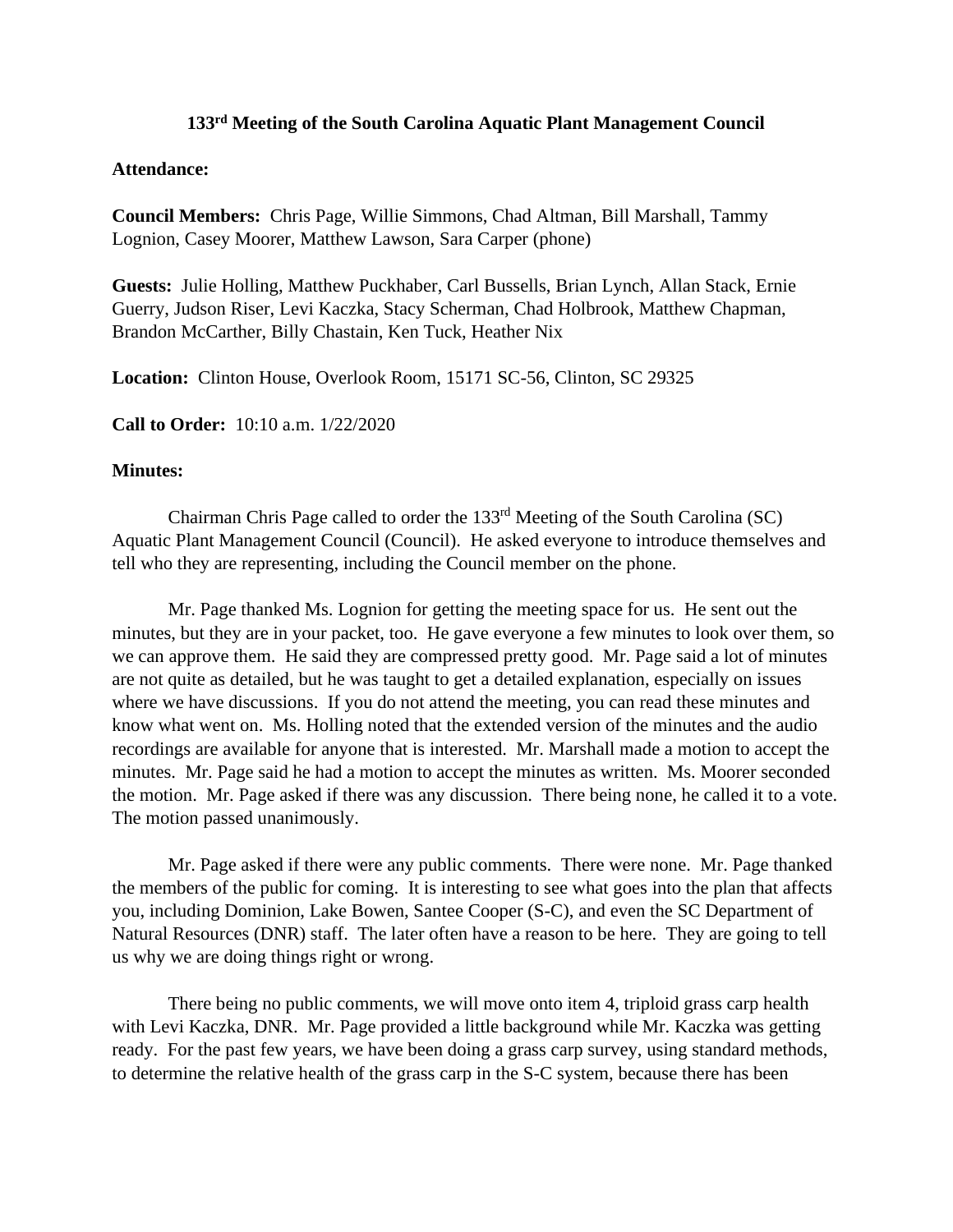# 133rd Meeting of the South Carolina Aquatic Plant Management Council

**Attendance:**

**Council Members:** Chris Page, Willie Simmons, Chad Altman, Bill Marshall, Tammy Lognion, Casey Moorer, Matthew Lawson, Sara Carper (phone)

**Guests:** Julie Holling, Matthew Puckhaber, Carl Bussells, Brian Lynch, Allan Stack, Ernie Guerry, Judson Riser, Levi Kaczka, Stacy Scherman, Chad Holbrook, Matthew Chapman, Brandon McCarther, Billy Chastain, Ken Tuck, Heather Nix

**Location:** Clinton House, Overlook Room, 15171 SC-56, Clinton, SC 29325

**Call to Order:** 10:10 a.m. 1/22/2020

**Minutes:**

Chairman Chris Page called to order the 133rd Meeting of the South Carolina (SC) Aquatic Plant Management Council (Council). He asked everyone to introduce themselves and tell who they are representing, including the Council member on the phone.

Mr. Page thanked Ms. Lognion for getting the meeting space for us. He sent out the minutes, but they are in your packet, too. He gave everyone a few minutes to look over them, so we can approve them. He said they are compressed pretty good. Mr. Page said a lot of minutes are not quite as detailed, but he was taught to get a detailed explanation, especially on issues where we have discussions. If you do not attend the meeting, you can read these minutes and know what went on. Ms. Holling noted that the extended version of the minutes and the audio recordings are available for anyone that is interested. Mr. Marshall made a motion to accept the minutes. Mr. Page said he had a motion to accept the minutes as written. Ms. Moorer seconded the motion. Mr. Page asked if there was any discussion. There being none, he called it to a vote. The motion passed unanimously.

Mr. Page asked if there were any public comments. There were none. Mr. Page thanked the members of the public for coming. It is interesting to see what goes into the plan that affects you, including Dominion, Lake Bowen, Santee Cooper (S-C), and even the SC Department of Natural Resources (DNR) staff. The later often have a reason to be here. They are going to tell us why we are doing things right or wrong.

There being no public comments, we will move onto item 4, triploid grass carp health with Levi Kaczka, DNR. Mr. Page provided a little background while Mr. Kaczka was getting ready. For the past few years, we have been doing a grass carp survey, using standard methods, to determine the relative health of the grass carp in the S-C system, because there has been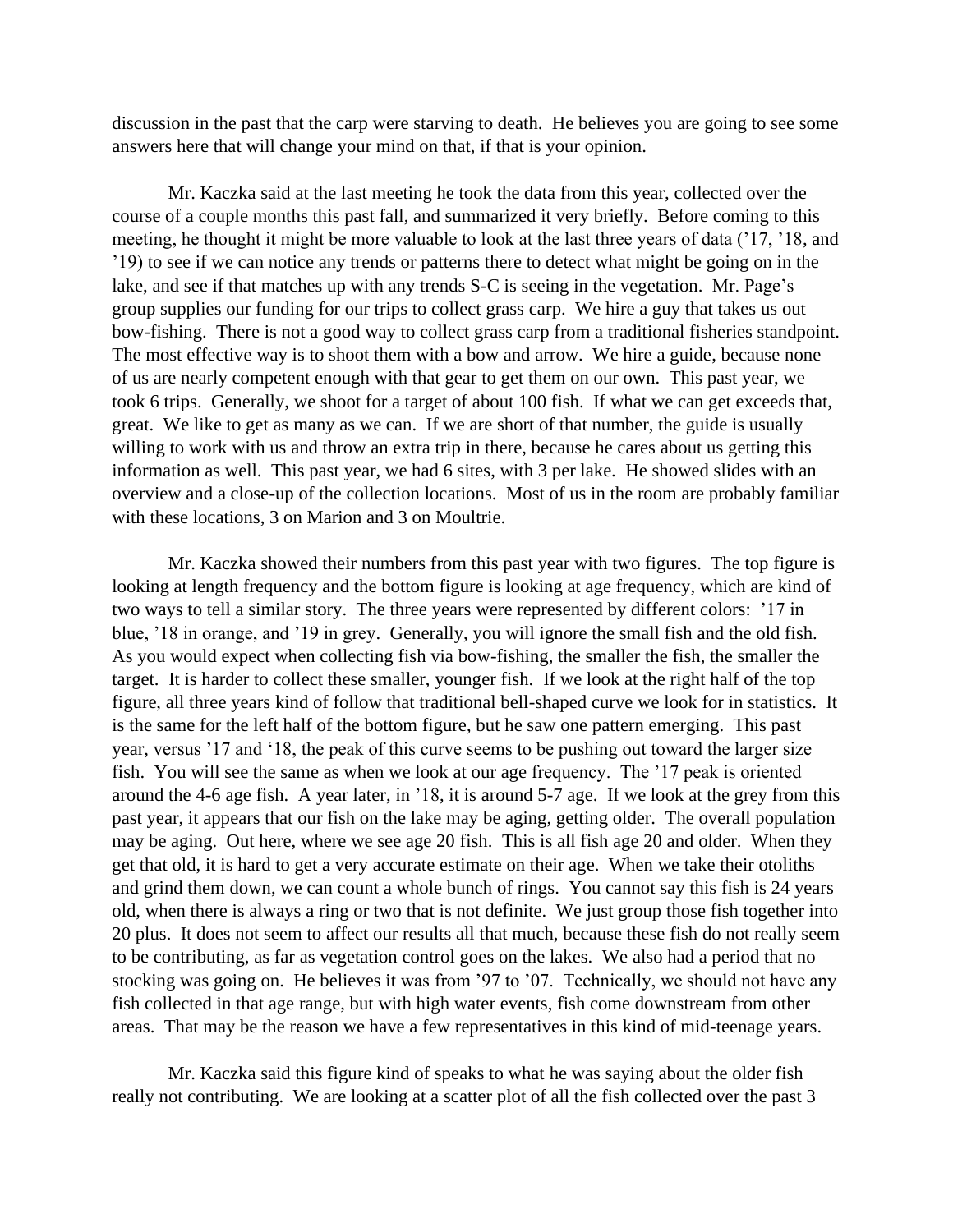discussion in the past that the carp were starving to death. He believes you are going to see some answers here that will change your mind on that, if that is your opinion.

Mr. Kaczka said at the last meeting he took the data from this year, collected over the course of a couple months this past fall, and summarized it very briefly. Before coming to this meeting, he thought it might be more valuable to look at the last three years of data ('17, '18, and '19) to see if we can notice any trends or patterns there to detect what might be going on in the lake, and see if that matches up with any trends S-C is seeing in the vegetation. Mr. Page's group supplies our funding for our trips to collect grass carp. We hire a guy that takes us out bow-fishing. There is not a good way to collect grass carp from a traditional fisheries standpoint. The most effective way is to shoot them with a bow and arrow. We hire a guide, because none of us are nearly competent enough with that gear to get them on our own. This past year, we took 6 trips. Generally, we shoot for a target of about 100 fish. If what we can get exceeds that, great. We like to get as many as we can. If we are short of that number, the guide is usually willing to work with us and throw an extra trip in there, because he cares about us getting this information as well. This past year, we had 6 sites, with 3 per lake. He showed slides with an overview and a close-up of the collection locations. Most of us in the room are probably familiar with these locations, 3 on Marion and 3 on Moultrie.

Mr. Kaczka showed their numbers from this past year with two figures. The top figure is looking at length frequency and the bottom figure is looking at age frequency, which are kind of two ways to tell a similar story. The three years were represented by different colors: '17 in blue, '18 in orange, and '19 in grey. Generally, you will ignore the small fish and the old fish. As you would expect when collecting fish via bow-fishing, the smaller the fish, the smaller the target. It is harder to collect these smaller, younger fish. If we look at the right half of the top figure, all three years kind of follow that traditional bell-shaped curve we look for in statistics. It is the same for the left half of the bottom figure, but he saw one pattern emerging. This past year, versus '17 and '18, the peak of this curve seems to be pushing out toward the larger size fish. You will see the same as when we look at our age frequency. The '17 peak is oriented around the 4-6 age fish. A year later, in '18, it is around 5-7 age. If we look at the grey from this past year, it appears that our fish on the lake may be aging, getting older. The overall population may be aging. Out here, where we see age 20 fish. This is all fish age 20 and older. When they get that old, it is hard to get a very accurate estimate on their age. When we take their otoliths and grind them down, we can count a whole bunch of rings. You cannot say this fish is 24 years old, when there is always a ring or two that is not definite. We just group those fish together into 20 plus. It does not seem to affect our results all that much, because these fish do not really seem to be contributing, as far as vegetation control goes on the lakes. We also had a period that no stocking was going on. He believes it was from '97 to '07. Technically, we should not have any fish collected in that age range, but with high water events, fish come downstream from other areas. That may be the reason we have a few representatives in this kind of mid-teenage years.

Mr. Kaczka said this figure kind of speaks to what he was saying about the older fish really not contributing. We are looking at a scatter plot of all the fish collected over the past 3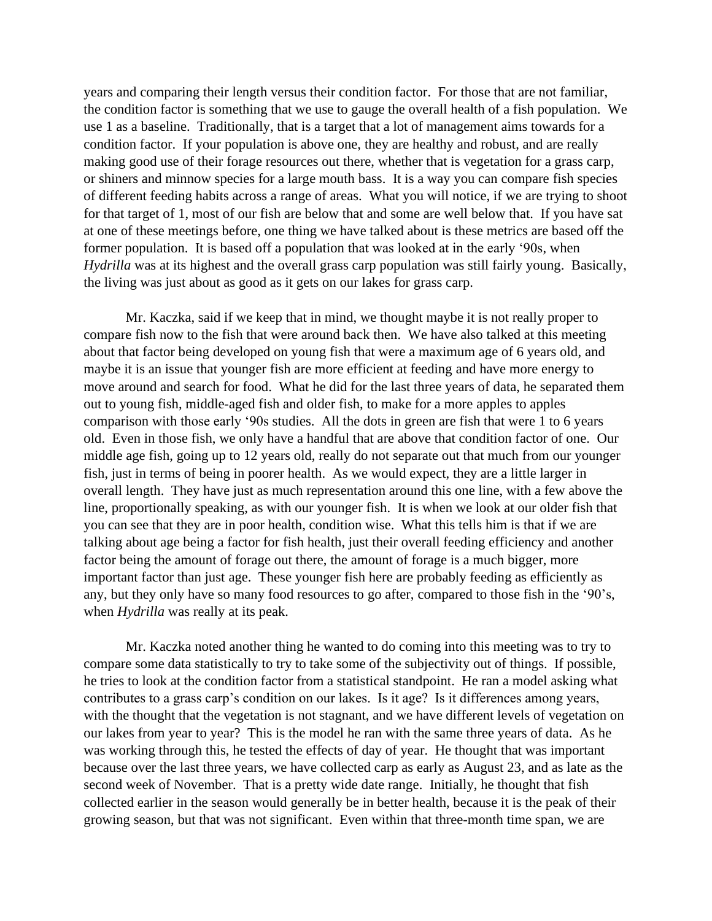years and comparing their length versus their condition factor. For those that are not familiar, the condition factor is something that we use to gauge the overall health of a fish population. We use 1 as a baseline. Traditionally, that is a target that a lot of management aims towards for a condition factor. If your population is above one, they are healthy and robust, and are really making good use of their forage resources out there, whether that is vegetation for a grass carp, or shiners and minnow species for a large mouth bass. It is a way you can compare fish species of different feeding habits across a range of areas. What you will notice, if we are trying to shoot for that target of 1, most of our fish are below that and some are well below that. If you have sat at one of these meetings before, one thing we have talked about is these metrics are based off the former population. It is based off a population that was looked at in the early '90s, when *Hydrilla* was at its highest and the overall grass carp population was still fairly young. Basically, the living was just about as good as it gets on our lakes for grass carp.

Mr. Kaczka, said if we keep that in mind, we thought maybe it is not really proper to compare fish now to the fish that were around back then. We have also talked at this meeting about that factor being developed on young fish that were a maximum age of 6 years old, and maybe it is an issue that younger fish are more efficient at feeding and have more energy to move around and search for food. What he did for the last three years of data, he separated them out to young fish, middle-aged fish and older fish, to make for a more apples to apples comparison with those early '90s studies. All the dots in green are fish that were 1 to 6 years old. Even in those fish, we only have a handful that are above that condition factor of one. Our middle age fish, going up to 12 years old, really do not separate out that much from our younger fish, just in terms of being in poorer health. As we would expect, they are a little larger in overall length. They have just as much representation around this one line, with a few above the line, proportionally speaking, as with our younger fish. It is when we look at our older fish that you can see that they are in poor health, condition wise. What this tells him is that if we are talking about age being a factor for fish health, just their overall feeding efficiency and another factor being the amount of forage out there, the amount of forage is a much bigger, more important factor than just age. These younger fish here are probably feeding as efficiently as any, but they only have so many food resources to go after, compared to those fish in the '90's, when *Hydrilla* was really at its peak.

Mr. Kaczka noted another thing he wanted to do coming into this meeting was to try to compare some data statistically to try to take some of the subjectivity out of things. If possible, he tries to look at the condition factor from a statistical standpoint. He ran a model asking what contributes to a grass carp's condition on our lakes. Is it age? Is it differences among years, with the thought that the vegetation is not stagnant, and we have different levels of vegetation on our lakes from year to year? This is the model he ran with the same three years of data. As he was working through this, he tested the effects of day of year. He thought that was important because over the last three years, we have collected carp as early as August 23, and as late as the second week of November. That is a pretty wide date range. Initially, he thought that fish collected earlier in the season would generally be in better health, because it is the peak of their growing season, but that was not significant. Even within that three-month time span, we are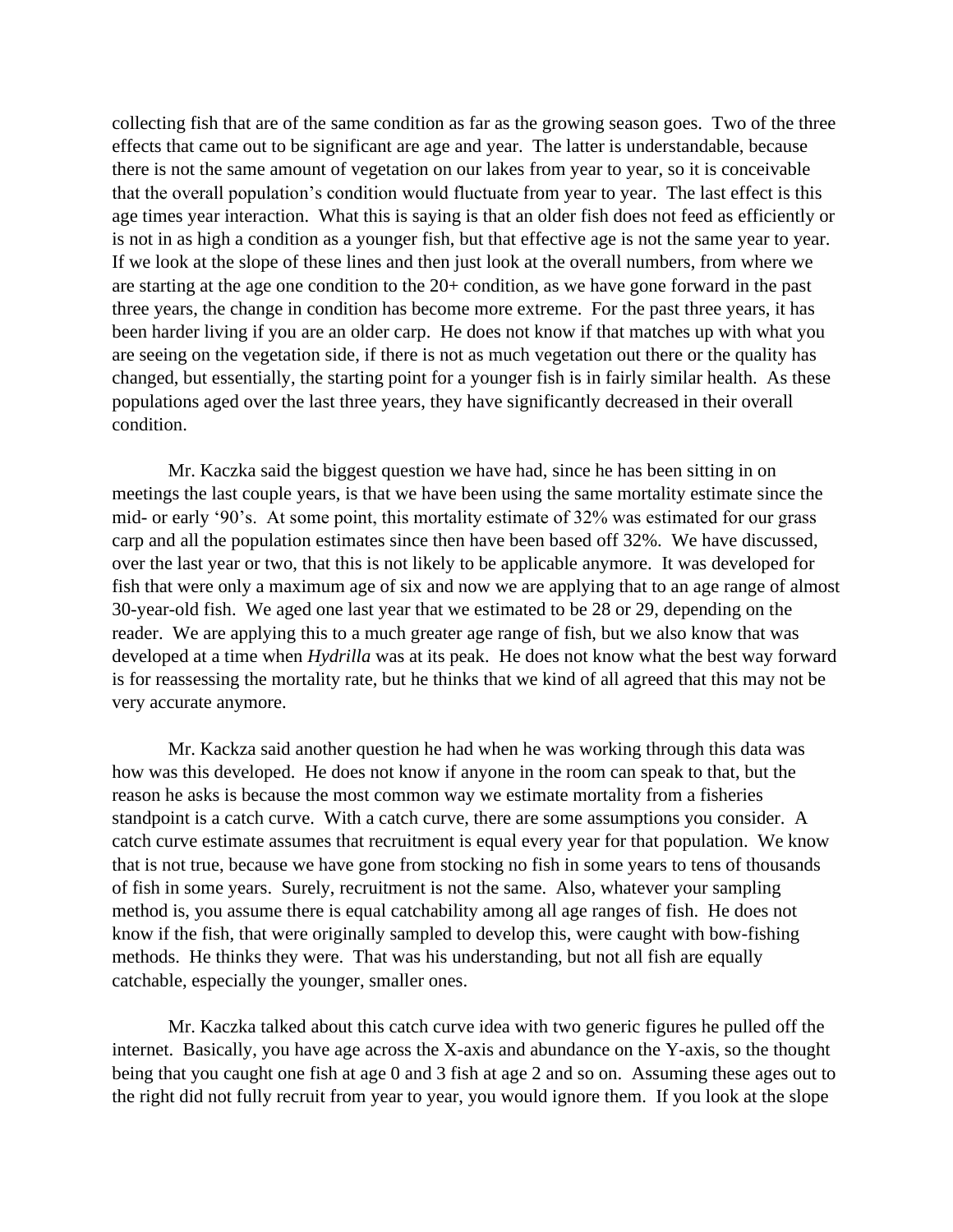collecting fish that are of the same condition as far as the growing season goes. Two of the three effects that came out to be significant are age and year. The latter is understandable, because there is not the same amount of vegetation on our lakes from year to year, so it is conceivable that the overall population's condition would fluctuate from year to year. The last effect is this age times year interaction. What this is saying is that an older fish does not feed as efficiently or is not in as high a condition as a younger fish, but that effective age is not the same year to year. If we look at the slope of these lines and then just look at the overall numbers, from where we are starting at the age one condition to the 20+ condition, as we have gone forward in the past three years, the change in condition has become more extreme. For the past three years, it has been harder living if you are an older carp. He does not know if that matches up with what you are seeing on the vegetation side, if there is not as much vegetation out there or the quality has changed, but essentially, the starting point for a younger fish is in fairly similar health. As these populations aged over the last three years, they have significantly decreased in their overall condition.

Mr. Kaczka said the biggest question we have had, since he has been sitting in on meetings the last couple years, is that we have been using the same mortality estimate since the mid- or early '90's. At some point, this mortality estimate of 32% was estimated for our grass carp and all the population estimates since then have been based off 32%. We have discussed, over the last year or two, that this is not likely to be applicable anymore. It was developed for fish that were only a maximum age of six and now we are applying that to an age range of almost 30-year-old fish. We aged one last year that we estimated to be 28 or 29, depending on the reader. We are applying this to a much greater age range of fish, but we also know that was developed at a time when *Hydrilla* was at its peak. He does not know what the best way forward is for reassessing the mortality rate, but he thinks that we kind of all agreed that this may not be very accurate anymore.

Mr. Kackza said another question he had when he was working through this data was how was this developed. He does not know if anyone in the room can speak to that, but the reason he asks is because the most common way we estimate mortality from a fisheries standpoint is a catch curve. With a catch curve, there are some assumptions you consider. A catch curve estimate assumes that recruitment is equal every year for that population. We know that is not true, because we have gone from stocking no fish in some years to tens of thousands of fish in some years. Surely, recruitment is not the same. Also, whatever your sampling method is, you assume there is equal catchability among all age ranges of fish. He does not know if the fish, that were originally sampled to develop this, were caught with bow-fishing methods. He thinks they were. That was his understanding, but not all fish are equally catchable, especially the younger, smaller ones.

Mr. Kaczka talked about this catch curve idea with two generic figures he pulled off the internet. Basically, you have age across the X-axis and abundance on the Y-axis, so the thought being that you caught one fish at age 0 and 3 fish at age 2 and so on. Assuming these ages out to the right did not fully recruit from year to year, you would ignore them. If you look at the slope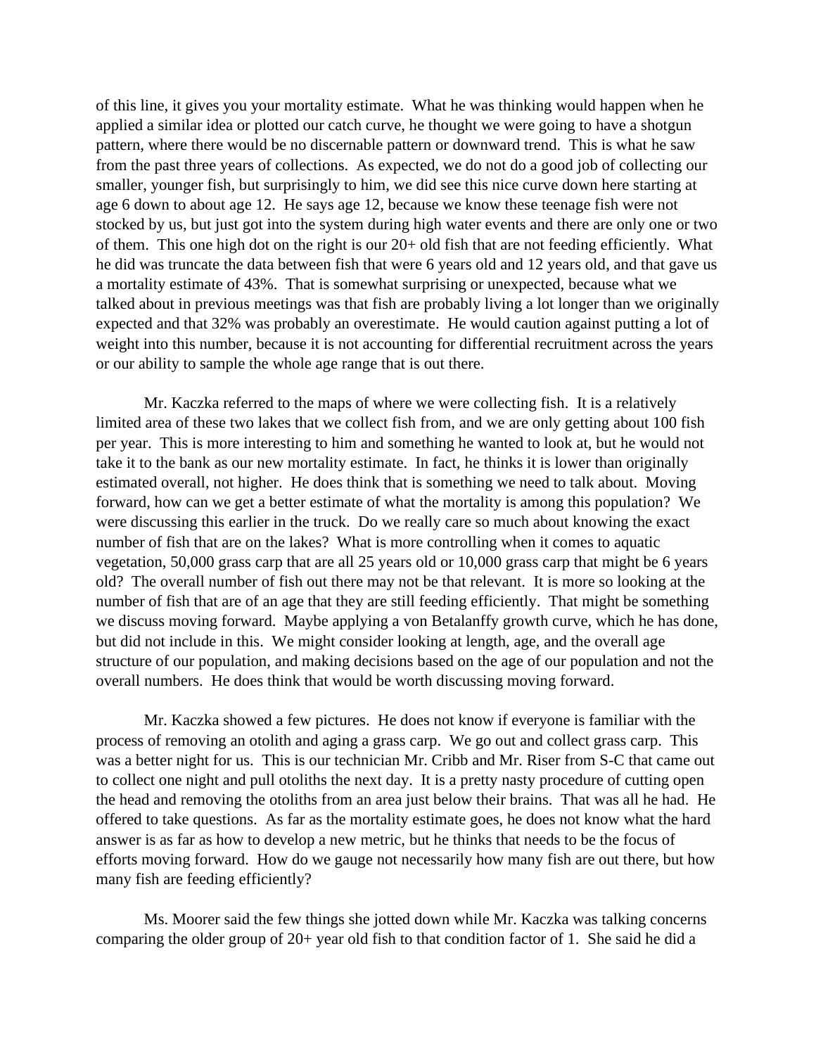of this line, it gives you your mortality estimate. What he was thinking would happen when he applied a similar idea or plotted our catch curve, he thought we were going to have a shotgun pattern, where there would be no discernable pattern or downward trend. This is what he saw from the past three years of collections. As expected, we do not do a good job of collecting our smaller, younger fish, but surprisingly to him, we did see this nice curve down here starting at age 6 down to about age 12. He says age 12, because we know these teenage fish were not stocked by us, but just got into the system during high water events and there are only one or two of them. This one high dot on the right is our 20+ old fish that are not feeding efficiently. What he did was truncate the data between fish that were 6 years old and 12 years old, and that gave us a mortality estimate of 43%. That is somewhat surprising or unexpected, because what we talked about in previous meetings was that fish are probably living a lot longer than we originally expected and that 32% was probably an overestimate. He would caution against putting a lot of weight into this number, because it is not accounting for differential recruitment across the years or our ability to sample the whole age range that is out there.

Mr. Kaczka referred to the maps of where we were collecting fish. It is a relatively limited area of these two lakes that we collect fish from, and we are only getting about 100 fish per year. This is more interesting to him and something he wanted to look at, but he would not take it to the bank as our new mortality estimate. In fact, he thinks it is lower than originally estimated overall, not higher. He does think that is something we need to talk about. Moving forward, how can we get a better estimate of what the mortality is among this population? We were discussing this earlier in the truck. Do we really care so much about knowing the exact number of fish that are on the lakes? What is more controlling when it comes to aquatic vegetation, 50,000 grass carp that are all 25 years old or 10,000 grass carp that might be 6 years old? The overall number of fish out there may not be that relevant. It is more so looking at the number of fish that are of an age that they are still feeding efficiently. That might be something we discuss moving forward. Maybe applying a von Betalanffy growth curve, which he has done, but did not include in this. We might consider looking at length, age, and the overall age structure of our population, and making decisions based on the age of our population and not the overall numbers. He does think that would be worth discussing moving forward.

Mr. Kaczka showed a few pictures. He does not know if everyone is familiar with the process of removing an otolith and aging a grass carp. We go out and collect grass carp. This was a better night for us. This is our technician Mr. Cribb and Mr. Riser from S-C that came out to collect one night and pull otoliths the next day. It is a pretty nasty procedure of cutting open the head and removing the otoliths from an area just below their brains. That was all he had. He offered to take questions. As far as the mortality estimate goes, he does not know what the hard answer is as far as how to develop a new metric, but he thinks that needs to be the focus of efforts moving forward. How do we gauge not necessarily how many fish are out there, but how many fish are feeding efficiently?

Ms. Moorer said the few things she jotted down while Mr. Kaczka was talking concerns comparing the older group of 20+ year old fish to that condition factor of 1. She said he did a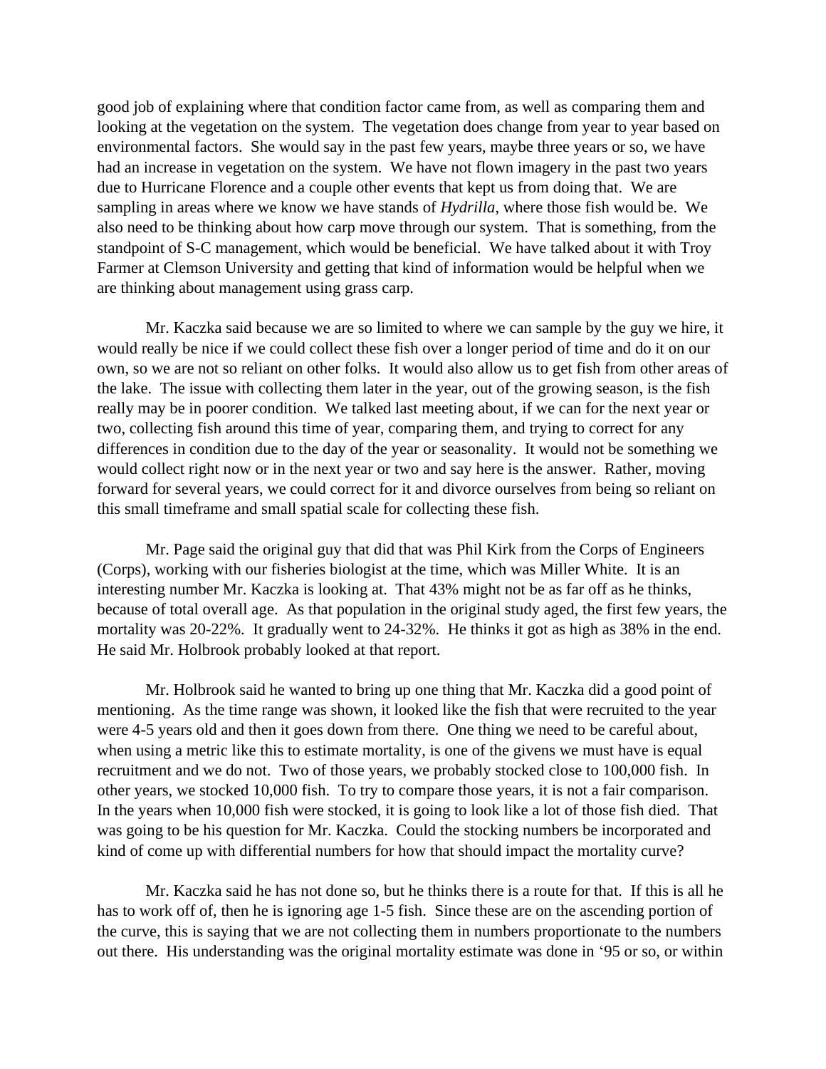good job of explaining where that condition factor came from, as well as comparing them and looking at the vegetation on the system. The vegetation does change from year to year based on environmental factors. She would say in the past few years, maybe three years or so, we have had an increase in vegetation on the system. We have not flown imagery in the past two years due to Hurricane Florence and a couple other events that kept us from doing that. We are sampling in areas where we know we have stands of *Hydrilla*, where those fish would be. We also need to be thinking about how carp move through our system. That is something, from the standpoint of S-C management, which would be beneficial. We have talked about it with Troy Farmer at Clemson University and getting that kind of information would be helpful when we are thinking about management using grass carp.

Mr. Kaczka said because we are so limited to where we can sample by the guy we hire, it would really be nice if we could collect these fish over a longer period of time and do it on our own, so we are not so reliant on other folks. It would also allow us to get fish from other areas of the lake. The issue with collecting them later in the year, out of the growing season, is the fish really may be in poorer condition. We talked last meeting about, if we can for the next year or two, collecting fish around this time of year, comparing them, and trying to correct for any differences in condition due to the day of the year or seasonality. It would not be something we would collect right now or in the next year or two and say here is the answer. Rather, moving forward for several years, we could correct for it and divorce ourselves from being so reliant on this small timeframe and small spatial scale for collecting these fish.

Mr. Page said the original guy that did that was Phil Kirk from the Corps of Engineers (Corps), working with our fisheries biologist at the time, which was Miller White. It is an interesting number Mr. Kaczka is looking at. That 43% might not be as far off as he thinks, because of total overall age. As that population in the original study aged, the first few years, the mortality was 20-22%. It gradually went to 24-32%. He thinks it got as high as 38% in the end. He said Mr. Holbrook probably looked at that report.

Mr. Holbrook said he wanted to bring up one thing that Mr. Kaczka did a good point of mentioning. As the time range was shown, it looked like the fish that were recruited to the year were 4-5 years old and then it goes down from there. One thing we need to be careful about, when using a metric like this to estimate mortality, is one of the givens we must have is equal recruitment and we do not. Two of those years, we probably stocked close to 100,000 fish. In other years, we stocked 10,000 fish. To try to compare those years, it is not a fair comparison. In the years when 10,000 fish were stocked, it is going to look like a lot of those fish died. That was going to be his question for Mr. Kaczka. Could the stocking numbers be incorporated and kind of come up with differential numbers for how that should impact the mortality curve?

Mr. Kaczka said he has not done so, but he thinks there is a route for that. If this is all he has to work off of, then he is ignoring age 1-5 fish. Since these are on the ascending portion of the curve, this is saying that we are not collecting them in numbers proportionate to the numbers out there. His understanding was the original mortality estimate was done in '95 or so, or within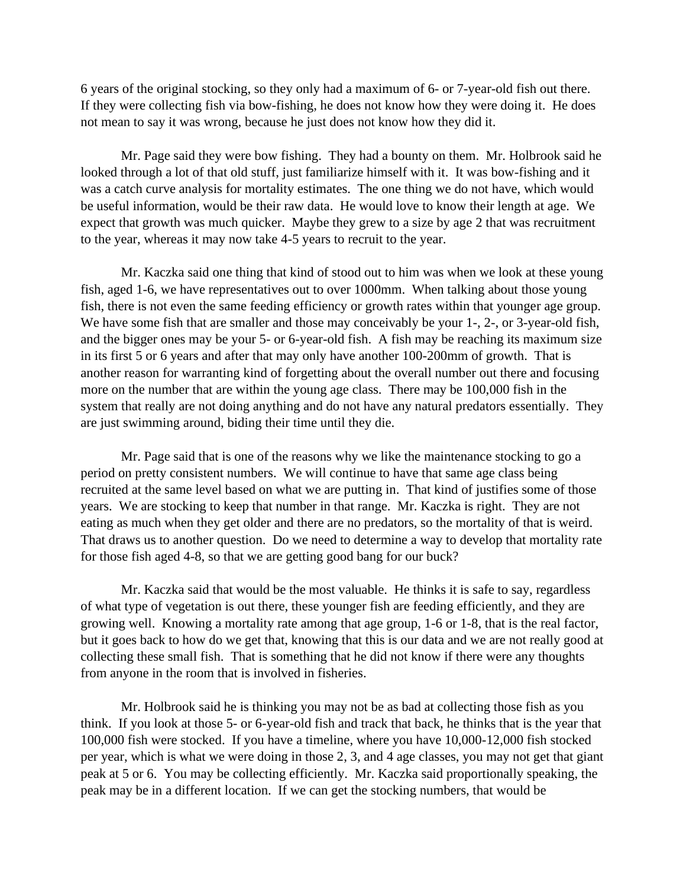6 years of the original stocking, so they only had a maximum of 6- or 7-year-old fish out there. If they were collecting fish via bow-fishing, he does not know how they were doing it. He does not mean to say it was wrong, because he just does not know how they did it.

Mr. Page said they were bow fishing. They had a bounty on them. Mr. Holbrook said he looked through a lot of that old stuff, just familiarize himself with it. It was bow-fishing and it was a catch curve analysis for mortality estimates. The one thing we do not have, which would be useful information, would be their raw data. He would love to know their length at age. We expect that growth was much quicker. Maybe they grew to a size by age 2 that was recruitment to the year, whereas it may now take 4-5 years to recruit to the year.

Mr. Kaczka said one thing that kind of stood out to him was when we look at these young fish, aged 1-6, we have representatives out to over 1000mm. When talking about those young fish, there is not even the same feeding efficiency or growth rates within that younger age group. We have some fish that are smaller and those may conceivably be your 1-, 2-, or 3-year-old fish, and the bigger ones may be your 5- or 6-year-old fish. A fish may be reaching its maximum size in its first 5 or 6 years and after that may only have another 100-200mm of growth. That is another reason for warranting kind of forgetting about the overall number out there and focusing more on the number that are within the young age class. There may be 100,000 fish in the system that really are not doing anything and do not have any natural predators essentially. They are just swimming around, biding their time until they die.

Mr. Page said that is one of the reasons why we like the maintenance stocking to go a period on pretty consistent numbers. We will continue to have that same age class being recruited at the same level based on what we are putting in. That kind of justifies some of those years. We are stocking to keep that number in that range. Mr. Kaczka is right. They are not eating as much when they get older and there are no predators, so the mortality of that is weird. That draws us to another question. Do we need to determine a way to develop that mortality rate for those fish aged 4-8, so that we are getting good bang for our buck?

Mr. Kaczka said that would be the most valuable. He thinks it is safe to say, regardless of what type of vegetation is out there, these younger fish are feeding efficiently, and they are growing well. Knowing a mortality rate among that age group, 1-6 or 1-8, that is the real factor, but it goes back to how do we get that, knowing that this is our data and we are not really good at collecting these small fish. That is something that he did not know if there were any thoughts from anyone in the room that is involved in fisheries.

Mr. Holbrook said he is thinking you may not be as bad at collecting those fish as you think. If you look at those 5- or 6-year-old fish and track that back, he thinks that is the year that 100,000 fish were stocked. If you have a timeline, where you have 10,000-12,000 fish stocked per year, which is what we were doing in those 2, 3, and 4 age classes, you may not get that giant peak at 5 or 6. You may be collecting efficiently. Mr. Kaczka said proportionally speaking, the peak may be in a different location. If we can get the stocking numbers, that would be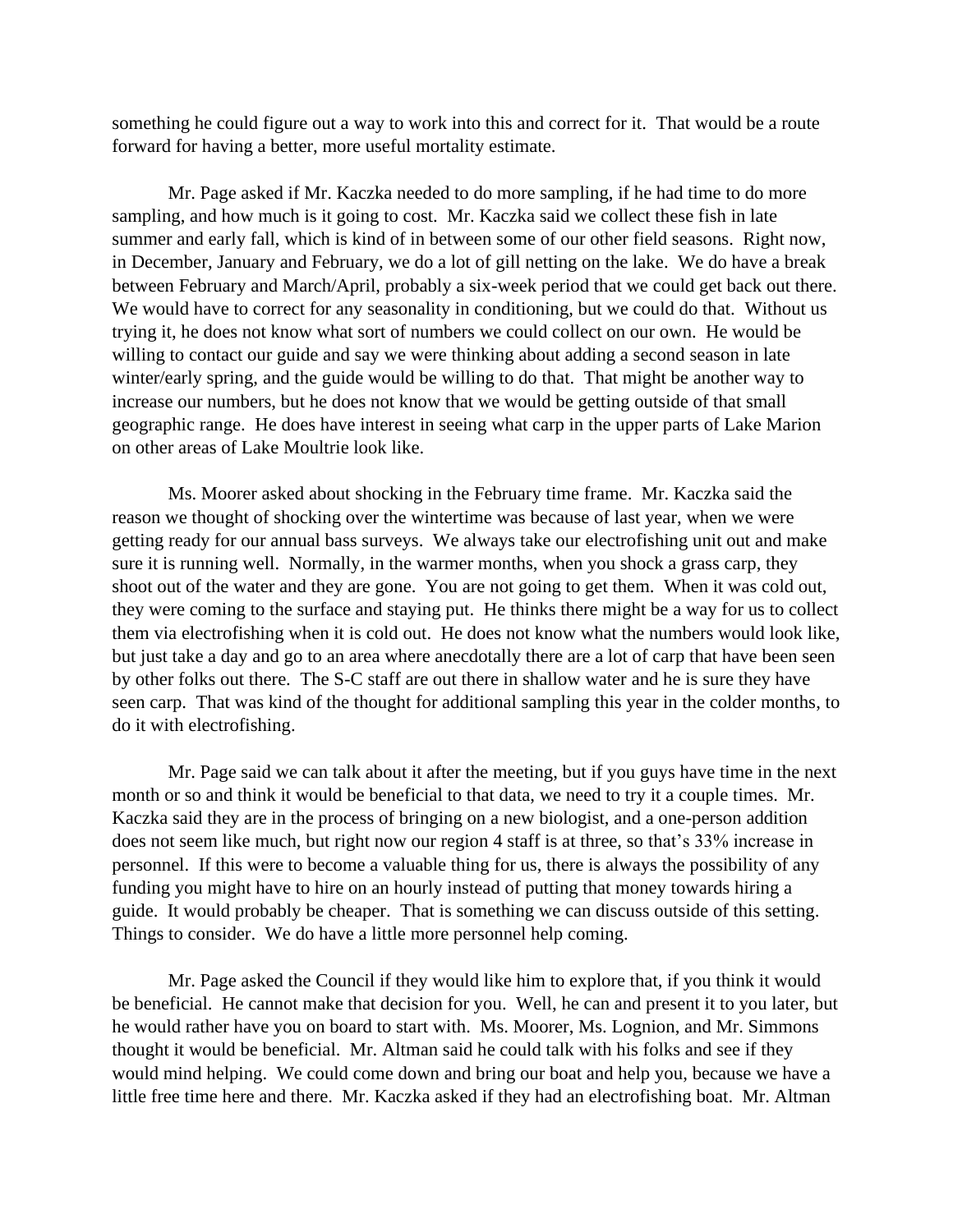something he could figure out a way to work into this and correct for it. That would be a route forward for having a better, more useful mortality estimate.

Mr. Page asked if Mr. Kaczka needed to do more sampling, if he had time to do more sampling, and how much is it going to cost. Mr. Kaczka said we collect these fish in late summer and early fall, which is kind of in between some of our other field seasons. Right now, in December, January and February, we do a lot of gill netting on the lake. We do have a break between February and March/April, probably a six-week period that we could get back out there. We would have to correct for any seasonality in conditioning, but we could do that. Without us trying it, he does not know what sort of numbers we could collect on our own. He would be willing to contact our guide and say we were thinking about adding a second season in late winter/early spring, and the guide would be willing to do that. That might be another way to increase our numbers, but he does not know that we would be getting outside of that small geographic range. He does have interest in seeing what carp in the upper parts of Lake Marion on other areas of Lake Moultrie look like.

Ms. Moorer asked about shocking in the February time frame. Mr. Kaczka said the reason we thought of shocking over the wintertime was because of last year, when we were getting ready for our annual bass surveys. We always take our electrofishing unit out and make sure it is running well. Normally, in the warmer months, when you shock a grass carp, they shoot out of the water and they are gone. You are not going to get them. When it was cold out, they were coming to the surface and staying put. He thinks there might be a way for us to collect them via electrofishing when it is cold out. He does not know what the numbers would look like, but just take a day and go to an area where anecdotally there are a lot of carp that have been seen by other folks out there. The S-C staff are out there in shallow water and he is sure they have seen carp. That was kind of the thought for additional sampling this year in the colder months, to do it with electrofishing.

Mr. Page said we can talk about it after the meeting, but if you guys have time in the next month or so and think it would be beneficial to that data, we need to try it a couple times. Mr. Kaczka said they are in the process of bringing on a new biologist, and a one-person addition does not seem like much, but right now our region 4 staff is at three, so that's 33% increase in personnel. If this were to become a valuable thing for us, there is always the possibility of any funding you might have to hire on an hourly instead of putting that money towards hiring a guide. It would probably be cheaper. That is something we can discuss outside of this setting. Things to consider. We do have a little more personnel help coming.

Mr. Page asked the Council if they would like him to explore that, if you think it would be beneficial. He cannot make that decision for you. Well, he can and present it to you later, but he would rather have you on board to start with. Ms. Moorer, Ms. Lognion, and Mr. Simmons thought it would be beneficial. Mr. Altman said he could talk with his folks and see if they would mind helping. We could come down and bring our boat and help you, because we have a little free time here and there. Mr. Kaczka asked if they had an electrofishing boat. Mr. Altman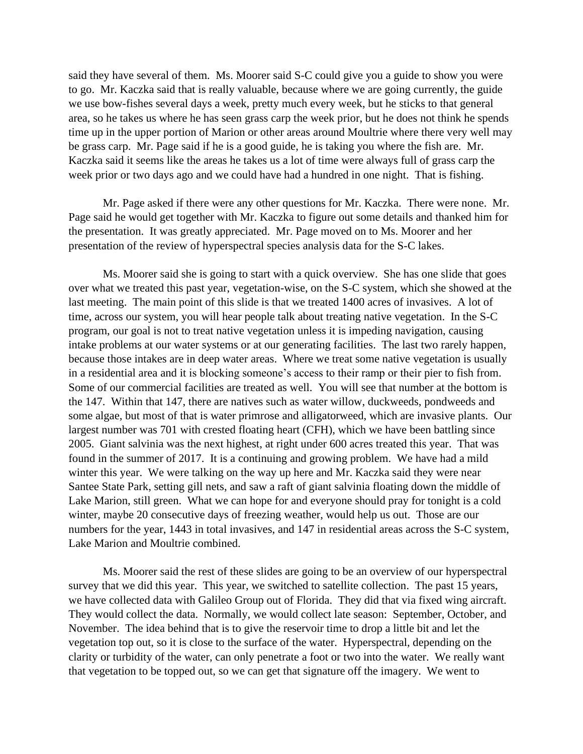said they have several of them. Ms. Moorer said S-C could give you a guide to show you were to go. Mr. Kaczka said that is really valuable, because where we are going currently, the guide we use bow-fishes several days a week, pretty much every week, but he sticks to that general area, so he takes us where he has seen grass carp the week prior, but he does not think he spends time up in the upper portion of Marion or other areas around Moultrie where there very well may be grass carp. Mr. Page said if he is a good guide, he is taking you where the fish are. Mr. Kaczka said it seems like the areas he takes us a lot of time were always full of grass carp the week prior or two days ago and we could have had a hundred in one night. That is fishing.

Mr. Page asked if there were any other questions for Mr. Kaczka. There were none. Mr. Page said he would get together with Mr. Kaczka to figure out some details and thanked him for the presentation. It was greatly appreciated. Mr. Page moved on to Ms. Moorer and her presentation of the review of hyperspectral species analysis data for the S-C lakes.

Ms. Moorer said she is going to start with a quick overview. She has one slide that goes over what we treated this past year, vegetation-wise, on the S-C system, which she showed at the last meeting. The main point of this slide is that we treated 1400 acres of invasives. A lot of time, across our system, you will hear people talk about treating native vegetation. In the S-C program, our goal is not to treat native vegetation unless it is impeding navigation, causing intake problems at our water systems or at our generating facilities. The last two rarely happen, because those intakes are in deep water areas. Where we treat some native vegetation is usually in a residential area and it is blocking someone's access to their ramp or their pier to fish from. Some of our commercial facilities are treated as well. You will see that number at the bottom is the 147. Within that 147, there are natives such as water willow, duckweeds, pondweeds and some algae, but most of that is water primrose and alligatorweed, which are invasive plants. Our largest number was 701 with crested floating heart (CFH), which we have been battling since 2005. Giant salvinia was the next highest, at right under 600 acres treated this year. That was found in the summer of 2017. It is a continuing and growing problem. We have had a mild winter this year. We were talking on the way up here and Mr. Kaczka said they were near Santee State Park, setting gill nets, and saw a raft of giant salvinia floating down the middle of Lake Marion, still green. What we can hope for and everyone should pray for tonight is a cold winter, maybe 20 consecutive days of freezing weather, would help us out. Those are our numbers for the year, 1443 in total invasives, and 147 in residential areas across the S-C system, Lake Marion and Moultrie combined.

Ms. Moorer said the rest of these slides are going to be an overview of our hyperspectral survey that we did this year. This year, we switched to satellite collection. The past 15 years, we have collected data with Galileo Group out of Florida. They did that via fixed wing aircraft. They would collect the data. Normally, we would collect late season: September, October, and November. The idea behind that is to give the reservoir time to drop a little bit and let the vegetation top out, so it is close to the surface of the water. Hyperspectral, depending on the clarity or turbidity of the water, can only penetrate a foot or two into the water. We really want that vegetation to be topped out, so we can get that signature off the imagery. We went to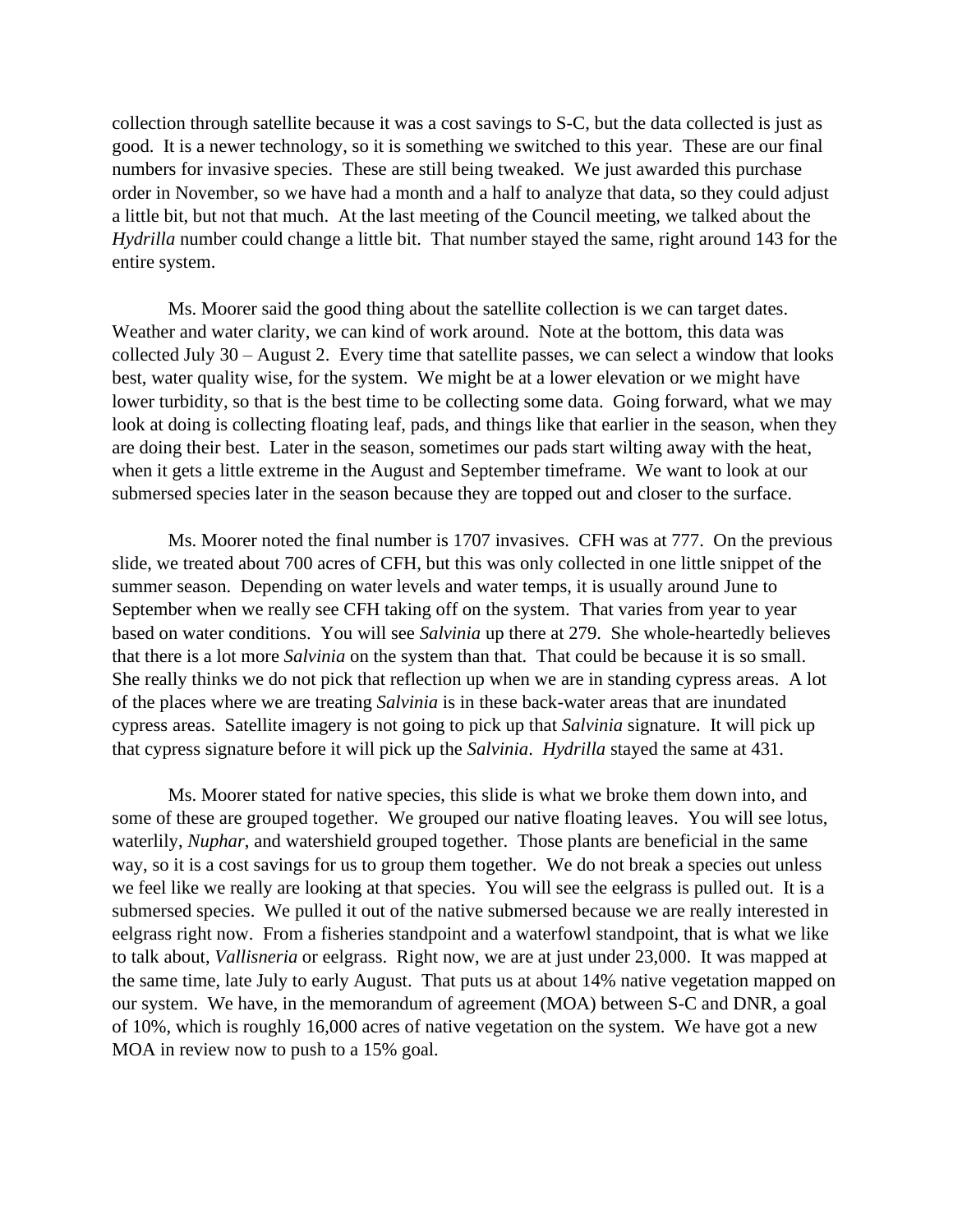collection through satellite because it was a cost savings to S-C, but the data collected is just as good. It is a newer technology, so it is something we switched to this year. These are our final numbers for invasive species. These are still being tweaked. We just awarded this purchase order in November, so we have had a month and a half to analyze that data, so they could adjust a little bit, but not that much. At the last meeting of the Council meeting, we talked about the *Hydrilla* number could change a little bit. That number stayed the same, right around 143 for the entire system.

Ms. Moorer said the good thing about the satellite collection is we can target dates. Weather and water clarity, we can kind of work around. Note at the bottom, this data was collected July 30 – August 2. Every time that satellite passes, we can select a window that looks best, water quality wise, for the system. We might be at a lower elevation or we might have lower turbidity, so that is the best time to be collecting some data. Going forward, what we may look at doing is collecting floating leaf, pads, and things like that earlier in the season, when they are doing their best. Later in the season, sometimes our pads start wilting away with the heat, when it gets a little extreme in the August and September timeframe. We want to look at our submersed species later in the season because they are topped out and closer to the surface.

Ms. Moorer noted the final number is 1707 invasives. CFH was at 777. On the previous slide, we treated about 700 acres of CFH, but this was only collected in one little snippet of the summer season. Depending on water levels and water temps, it is usually around June to September when we really see CFH taking off on the system. That varies from year to year based on water conditions. You will see *Salvinia* up there at 279. She whole-heartedly believes that there is a lot more *Salvinia* on the system than that. That could be because it is so small. She really thinks we do not pick that reflection up when we are in standing cypress areas. A lot of the places where we are treating *Salvinia* is in these back-water areas that are inundated cypress areas. Satellite imagery is not going to pick up that *Salvinia* signature. It will pick up that cypress signature before it will pick up the *Salvinia*. *Hydrilla* stayed the same at 431.

Ms. Moorer stated for native species, this slide is what we broke them down into, and some of these are grouped together. We grouped our native floating leaves. You will see lotus, waterlily, *Nuphar*, and watershield grouped together. Those plants are beneficial in the same way, so it is a cost savings for us to group them together. We do not break a species out unless we feel like we really are looking at that species. You will see the eelgrass is pulled out. It is a submersed species. We pulled it out of the native submersed because we are really interested in eelgrass right now. From a fisheries standpoint and a waterfowl standpoint, that is what we like to talk about, *Vallisneria* or eelgrass. Right now, we are at just under 23,000. It was mapped at the same time, late July to early August. That puts us at about 14% native vegetation mapped on our system. We have, in the memorandum of agreement (MOA) between S-C and DNR, a goal of 10%, which is roughly 16,000 acres of native vegetation on the system. We have got a new MOA in review now to push to a 15% goal.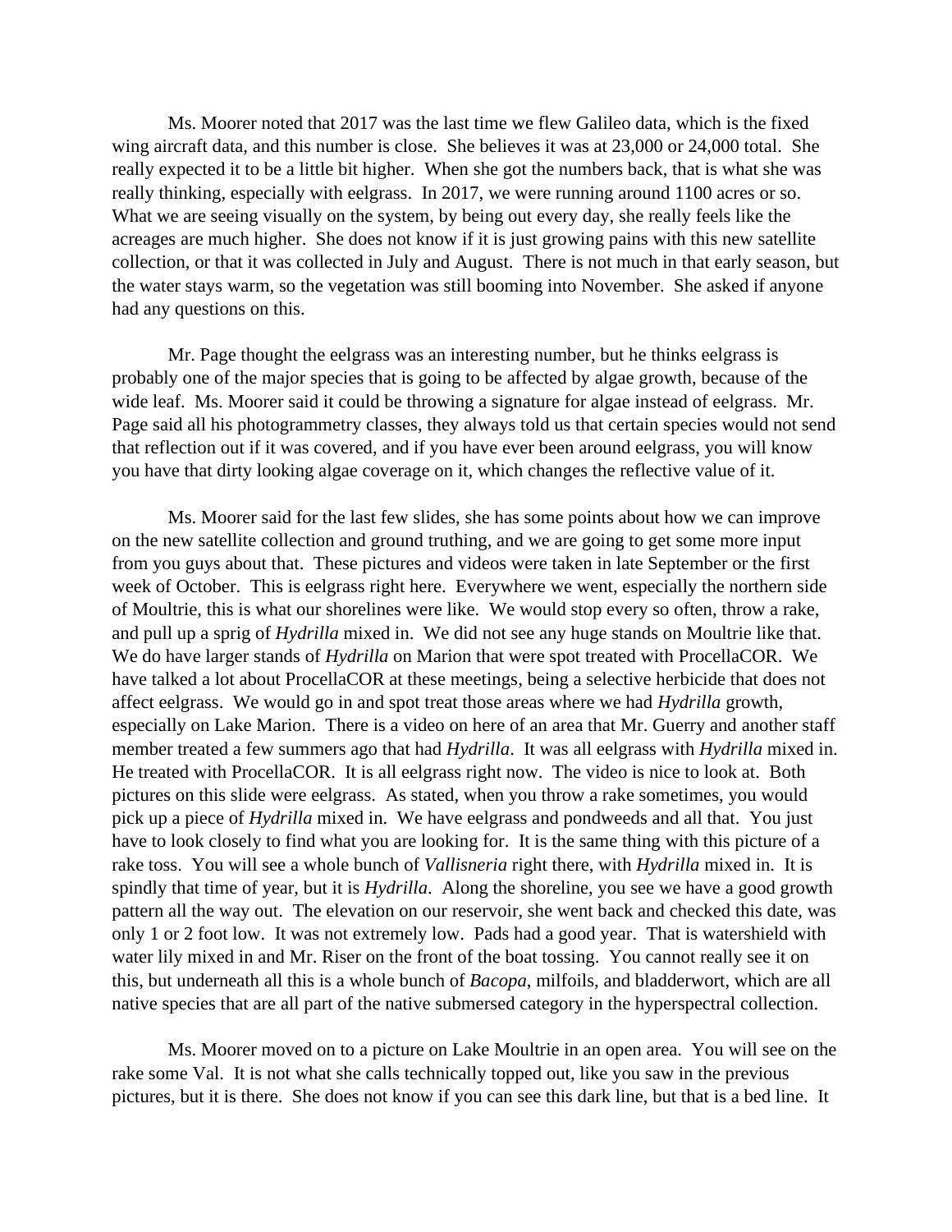Ms. Moorer noted that 2017 was the last time we flew Galileo data, which is the fixed wing aircraft data, and this number is close. She believes it was at 23,000 or 24,000 total. She really expected it to be a little bit higher. When she got the numbers back, that is what she was really thinking, especially with eelgrass. In 2017, we were running around 1100 acres or so. What we are seeing visually on the system, by being out every day, she really feels like the acreages are much higher. She does not know if it is just growing pains with this new satellite collection, or that it was collected in July and August. There is not much in that early season, but the water stays warm, so the vegetation was still booming into November. She asked if anyone had any questions on this.

Mr. Page thought the eelgrass was an interesting number, but he thinks eelgrass is probably one of the major species that is going to be affected by algae growth, because of the wide leaf. Ms. Moorer said it could be throwing a signature for algae instead of eelgrass. Mr. Page said all his photogrammetry classes, they always told us that certain species would not send that reflection out if it was covered, and if you have ever been around eelgrass, you will know you have that dirty looking algae coverage on it, which changes the reflective value of it.

Ms. Moorer said for the last few slides, she has some points about how we can improve on the new satellite collection and ground truthing, and we are going to get some more input from you guys about that. These pictures and videos were taken in late September or the first week of October. This is eelgrass right here. Everywhere we went, especially the northern side of Moultrie, this is what our shorelines were like. We would stop every so often, throw a rake, and pull up a sprig of *Hydrilla* mixed in. We did not see any huge stands on Moultrie like that. We do have larger stands of *Hydrilla* on Marion that were spot treated with ProcellaCOR. We have talked a lot about ProcellaCOR at these meetings, being a selective herbicide that does not affect eelgrass. We would go in and spot treat those areas where we had *Hydrilla* growth, especially on Lake Marion. There is a video on here of an area that Mr. Guerry and another staff member treated a few summers ago that had *Hydrilla*. It was all eelgrass with *Hydrilla* mixed in. He treated with ProcellaCOR. It is all eelgrass right now. The video is nice to look at. Both pictures on this slide were eelgrass. As stated, when you throw a rake sometimes, you would pick up a piece of *Hydrilla* mixed in. We have eelgrass and pondweeds and all that. You just have to look closely to find what you are looking for. It is the same thing with this picture of a rake toss. You will see a whole bunch of *Vallisneria* right there, with *Hydrilla* mixed in. It is spindly that time of year, but it is *Hydrilla*. Along the shoreline, you see we have a good growth pattern all the way out. The elevation on our reservoir, she went back and checked this date, was only 1 or 2 foot low. It was not extremely low. Pads had a good year. That is watershield with water lily mixed in and Mr. Riser on the front of the boat tossing. You cannot really see it on this, but underneath all this is a whole bunch of *Bacopa*, milfoils, and bladderwort, which are all native species that are all part of the native submersed category in the hyperspectral collection.

Ms. Moorer moved on to a picture on Lake Moultrie in an open area. You will see on the rake some Val. It is not what she calls technically topped out, like you saw in the previous pictures, but it is there. She does not know if you can see this dark line, but that is a bed line. It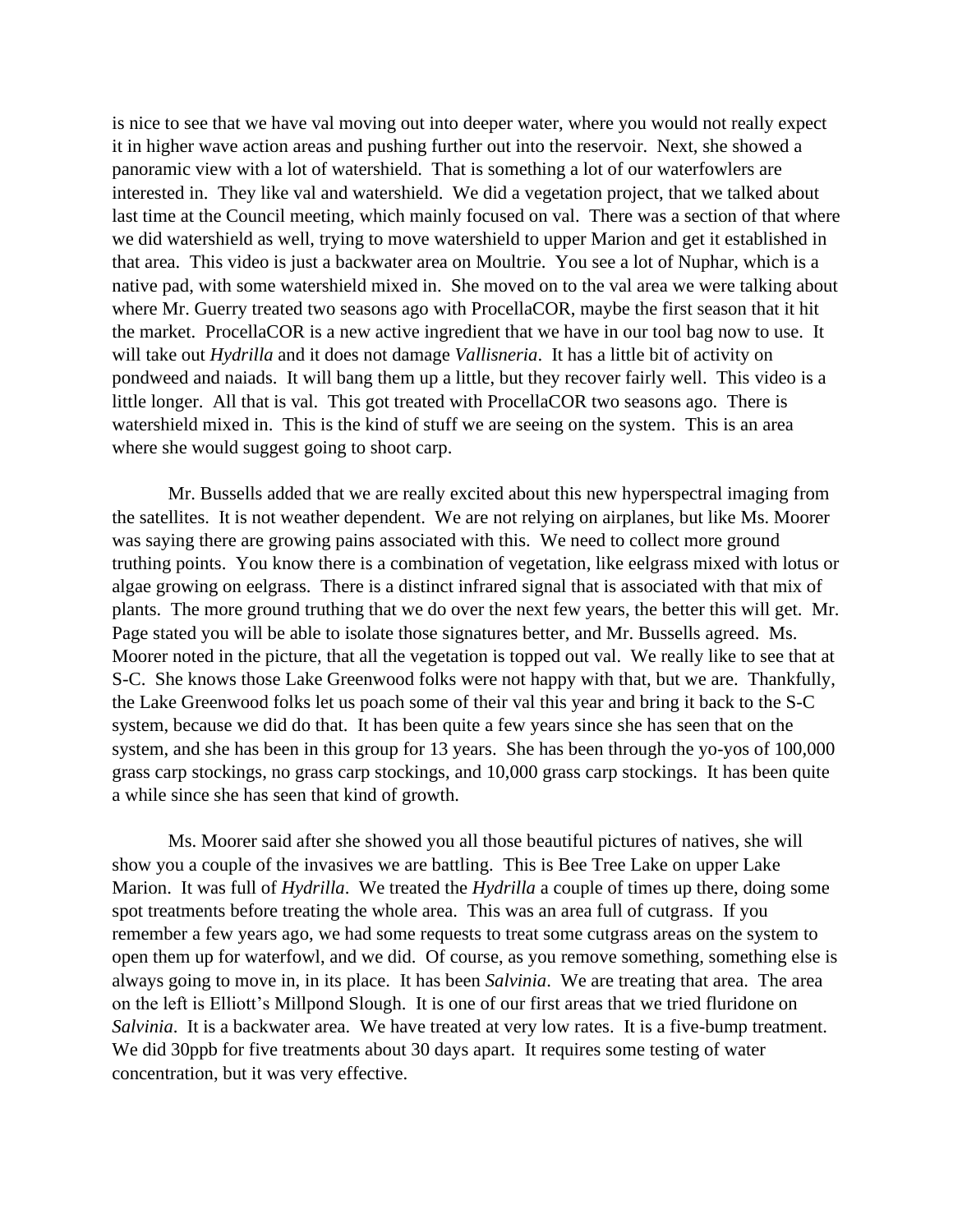is nice to see that we have val moving out into deeper water, where you would not really expect it in higher wave action areas and pushing further out into the reservoir. Next, she showed a panoramic view with a lot of watershield. That is something a lot of our waterfowlers are interested in. They like val and watershield. We did a vegetation project, that we talked about last time at the Council meeting, which mainly focused on val. There was a section of that where we did watershield as well, trying to move watershield to upper Marion and get it established in that area. This video is just a backwater area on Moultrie. You see a lot of Nuphar, which is a native pad, with some watershield mixed in. She moved on to the val area we were talking about where Mr. Guerry treated two seasons ago with ProcellaCOR, maybe the first season that it hit the market. ProcellaCOR is a new active ingredient that we have in our tool bag now to use. It will take out *Hydrilla* and it does not damage *Vallisneria*. It has a little bit of activity on pondweed and naiads. It will bang them up a little, but they recover fairly well. This video is a little longer. All that is val. This got treated with ProcellaCOR two seasons ago. There is watershield mixed in. This is the kind of stuff we are seeing on the system. This is an area where she would suggest going to shoot carp.

Mr. Bussells added that we are really excited about this new hyperspectral imaging from the satellites. It is not weather dependent. We are not relying on airplanes, but like Ms. Moorer was saying there are growing pains associated with this. We need to collect more ground truthing points. You know there is a combination of vegetation, like eelgrass mixed with lotus or algae growing on eelgrass. There is a distinct infrared signal that is associated with that mix of plants. The more ground truthing that we do over the next few years, the better this will get. Mr. Page stated you will be able to isolate those signatures better, and Mr. Bussells agreed. Ms. Moorer noted in the picture, that all the vegetation is topped out val. We really like to see that at S-C. She knows those Lake Greenwood folks were not happy with that, but we are. Thankfully, the Lake Greenwood folks let us poach some of their val this year and bring it back to the S-C system, because we did do that. It has been quite a few years since she has seen that on the system, and she has been in this group for 13 years. She has been through the yo-yos of 100,000 grass carp stockings, no grass carp stockings, and 10,000 grass carp stockings. It has been quite a while since she has seen that kind of growth.

Ms. Moorer said after she showed you all those beautiful pictures of natives, she will show you a couple of the invasives we are battling. This is Bee Tree Lake on upper Lake Marion. It was full of *Hydrilla*. We treated the *Hydrilla* a couple of times up there, doing some spot treatments before treating the whole area. This was an area full of cutgrass. If you remember a few years ago, we had some requests to treat some cutgrass areas on the system to open them up for waterfowl, and we did. Of course, as you remove something, something else is always going to move in, in its place. It has been *Salvinia*. We are treating that area. The area on the left is Elliott's Millpond Slough. It is one of our first areas that we tried fluridone on *Salvinia*. It is a backwater area. We have treated at very low rates. It is a five-bump treatment. We did 30ppb for five treatments about 30 days apart. It requires some testing of water concentration, but it was very effective.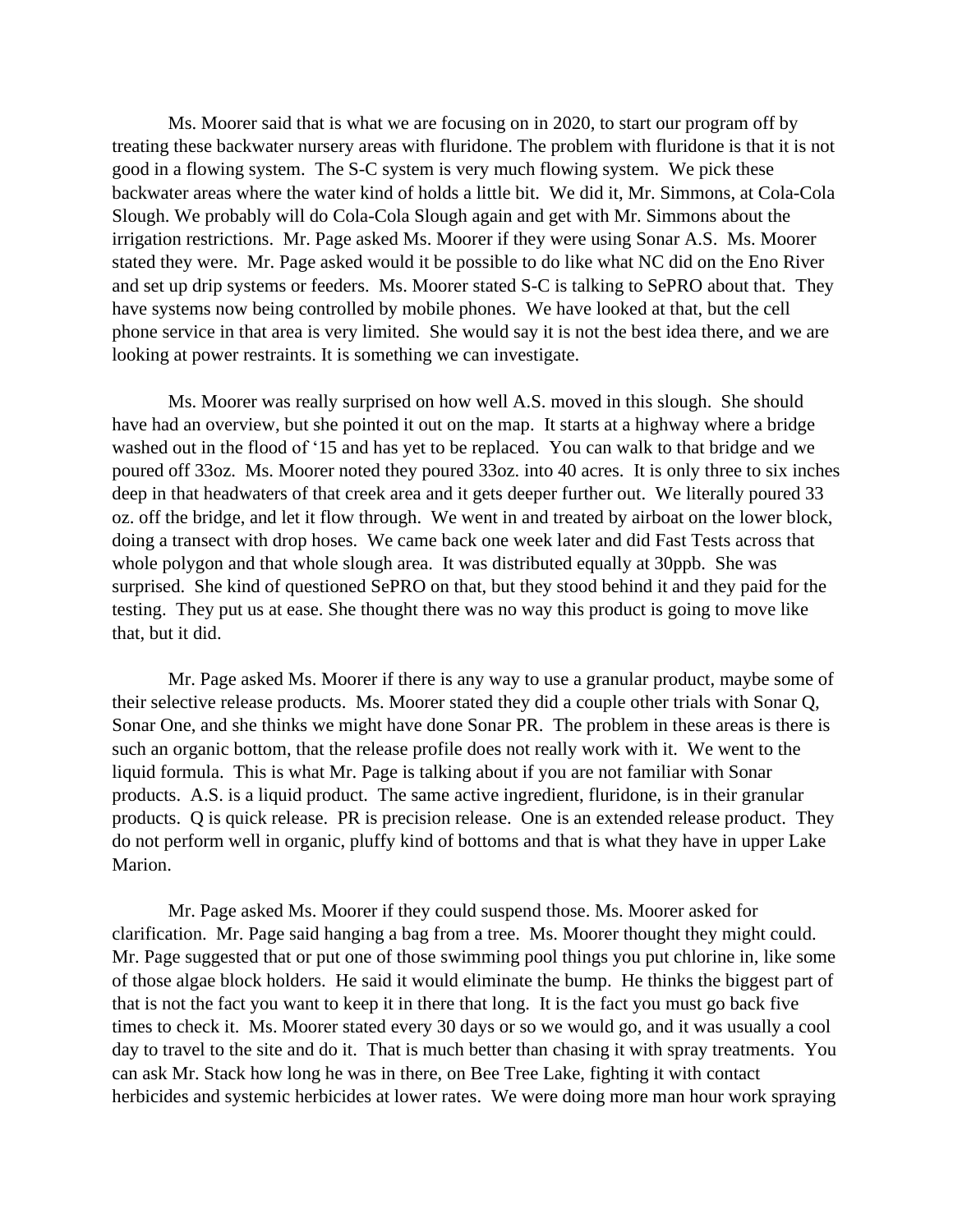Ms. Moorer said that is what we are focusing on in 2020, to start our program off by treating these backwater nursery areas with fluridone. The problem with fluridone is that it is not good in a flowing system. The S-C system is very much flowing system. We pick these backwater areas where the water kind of holds a little bit. We did it, Mr. Simmons, at Cola-Cola Slough. We probably will do Cola-Cola Slough again and get with Mr. Simmons about the irrigation restrictions. Mr. Page asked Ms. Moorer if they were using Sonar A.S. Ms. Moorer stated they were. Mr. Page asked would it be possible to do like what NC did on the Eno River and set up drip systems or feeders. Ms. Moorer stated S-C is talking to SePRO about that. They have systems now being controlled by mobile phones. We have looked at that, but the cell phone service in that area is very limited. She would say it is not the best idea there, and we are looking at power restraints. It is something we can investigate.

Ms. Moorer was really surprised on how well A.S. moved in this slough. She should have had an overview, but she pointed it out on the map. It starts at a highway where a bridge washed out in the flood of '15 and has yet to be replaced. You can walk to that bridge and we poured off 33oz. Ms. Moorer noted they poured 33oz. into 40 acres. It is only three to six inches deep in that headwaters of that creek area and it gets deeper further out. We literally poured 33 oz. off the bridge, and let it flow through. We went in and treated by airboat on the lower block, doing a transect with drop hoses. We came back one week later and did Fast Tests across that whole polygon and that whole slough area. It was distributed equally at 30ppb. She was surprised. She kind of questioned SePRO on that, but they stood behind it and they paid for the testing. They put us at ease. She thought there was no way this product is going to move like that, but it did.

Mr. Page asked Ms. Moorer if there is any way to use a granular product, maybe some of their selective release products. Ms. Moorer stated they did a couple other trials with Sonar Q, Sonar One, and she thinks we might have done Sonar PR. The problem in these areas is there is such an organic bottom, that the release profile does not really work with it. We went to the liquid formula. This is what Mr. Page is talking about if you are not familiar with Sonar products. A.S. is a liquid product. The same active ingredient, fluridone, is in their granular products. Q is quick release. PR is precision release. One is an extended release product. They do not perform well in organic, pluffy kind of bottoms and that is what they have in upper Lake Marion.

Mr. Page asked Ms. Moorer if they could suspend those. Ms. Moorer asked for clarification. Mr. Page said hanging a bag from a tree. Ms. Moorer thought they might could. Mr. Page suggested that or put one of those swimming pool things you put chlorine in, like some of those algae block holders. He said it would eliminate the bump. He thinks the biggest part of that is not the fact you want to keep it in there that long. It is the fact you must go back five times to check it. Ms. Moorer stated every 30 days or so we would go, and it was usually a cool day to travel to the site and do it. That is much better than chasing it with spray treatments. You can ask Mr. Stack how long he was in there, on Bee Tree Lake, fighting it with contact herbicides and systemic herbicides at lower rates. We were doing more man hour work spraying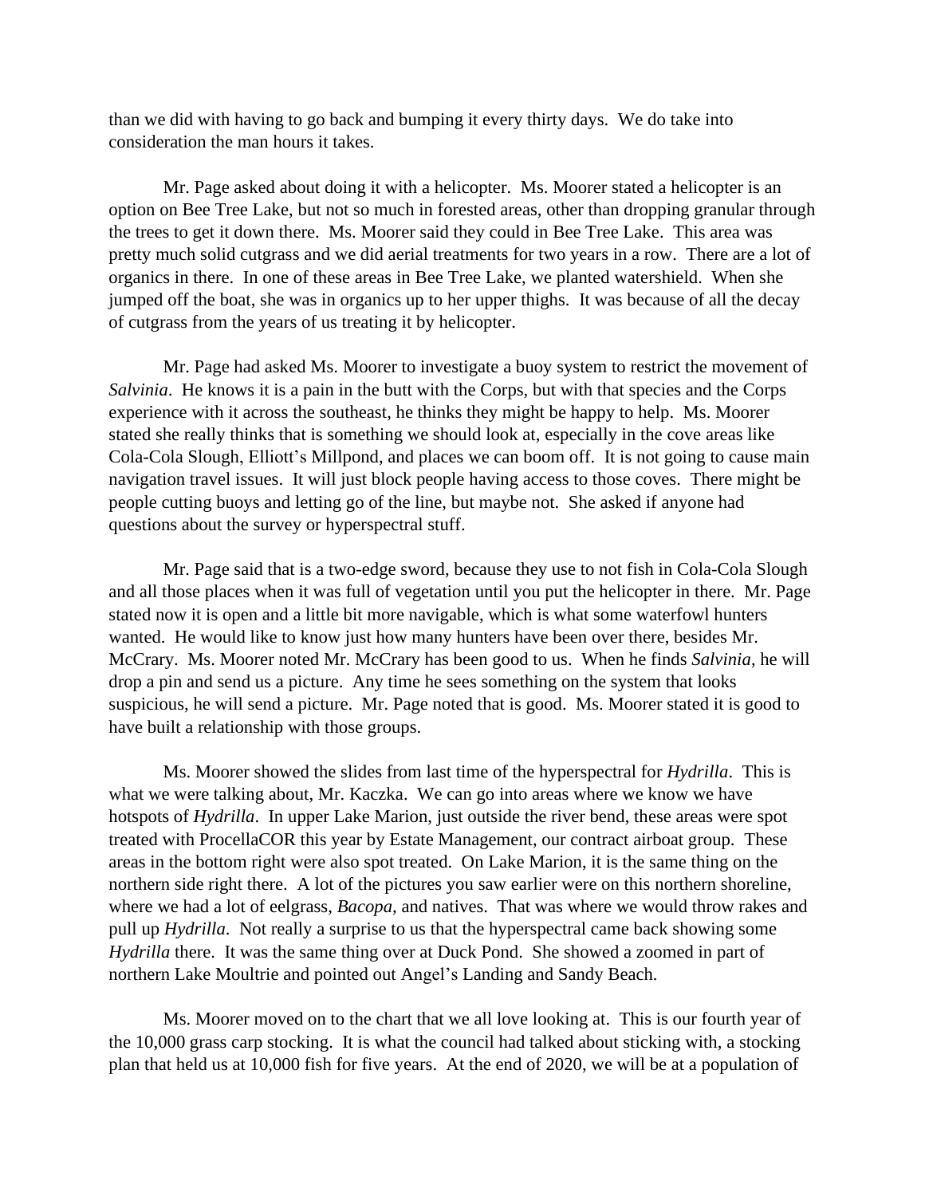than we did with having to go back and bumping it every thirty days. We do take into consideration the man hours it takes.

Mr. Page asked about doing it with a helicopter. Ms. Moorer stated a helicopter is an option on Bee Tree Lake, but not so much in forested areas, other than dropping granular through the trees to get it down there. Ms. Moorer said they could in Bee Tree Lake. This area was pretty much solid cutgrass and we did aerial treatments for two years in a row. There are a lot of organics in there. In one of these areas in Bee Tree Lake, we planted watershield. When she jumped off the boat, she was in organics up to her upper thighs. It was because of all the decay of cutgrass from the years of us treating it by helicopter.

Mr. Page had asked Ms. Moorer to investigate a buoy system to restrict the movement of *Salvinia*. He knows it is a pain in the butt with the Corps, but with that species and the Corps experience with it across the southeast, he thinks they might be happy to help. Ms. Moorer stated she really thinks that is something we should look at, especially in the cove areas like Cola-Cola Slough, Elliott's Millpond, and places we can boom off. It is not going to cause main navigation travel issues. It will just block people having access to those coves. There might be people cutting buoys and letting go of the line, but maybe not. She asked if anyone had questions about the survey or hyperspectral stuff.

Mr. Page said that is a two-edge sword, because they use to not fish in Cola-Cola Slough and all those places when it was full of vegetation until you put the helicopter in there. Mr. Page stated now it is open and a little bit more navigable, which is what some waterfowl hunters wanted. He would like to know just how many hunters have been over there, besides Mr. McCrary. Ms. Moorer noted Mr. McCrary has been good to us. When he finds *Salvinia*, he will drop a pin and send us a picture. Any time he sees something on the system that looks suspicious, he will send a picture. Mr. Page noted that is good. Ms. Moorer stated it is good to have built a relationship with those groups.

Ms. Moorer showed the slides from last time of the hyperspectral for *Hydrilla*. This is what we were talking about, Mr. Kaczka. We can go into areas where we know we have hotspots of *Hydrilla*. In upper Lake Marion, just outside the river bend, these areas were spot treated with ProcellaCOR this year by Estate Management, our contract airboat group. These areas in the bottom right were also spot treated. On Lake Marion, it is the same thing on the northern side right there. A lot of the pictures you saw earlier were on this northern shoreline, where we had a lot of eelgrass, *Bacopa*, and natives. That was where we would throw rakes and pull up *Hydrilla*. Not really a surprise to us that the hyperspectral came back showing some *Hydrilla* there. It was the same thing over at Duck Pond. She showed a zoomed in part of northern Lake Moultrie and pointed out Angel's Landing and Sandy Beach.

Ms. Moorer moved on to the chart that we all love looking at. This is our fourth year of the 10,000 grass carp stocking. It is what the council had talked about sticking with, a stocking plan that held us at 10,000 fish for five years. At the end of 2020, we will be at a population of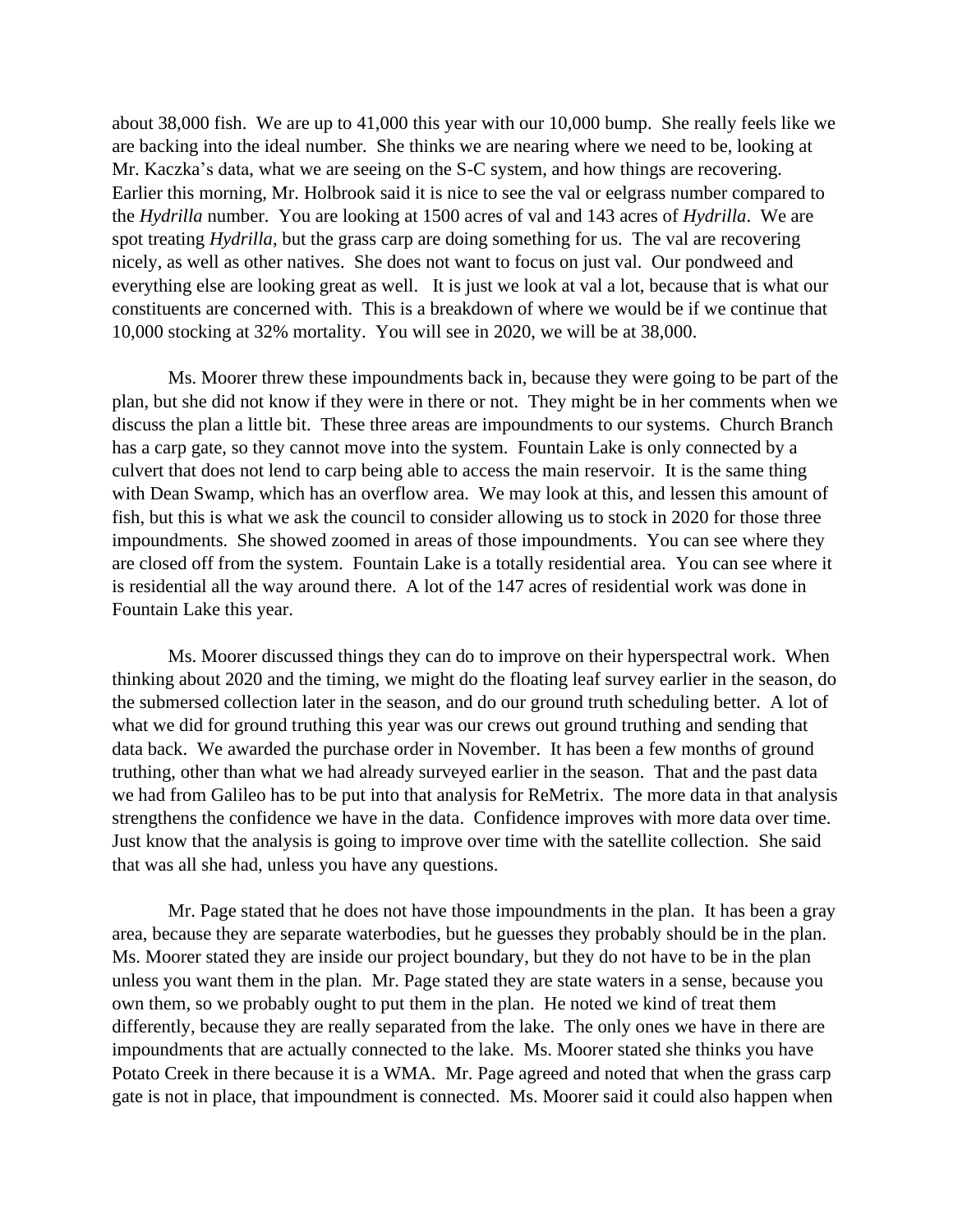about 38,000 fish. We are up to 41,000 this year with our 10,000 bump. She really feels like we are backing into the ideal number. She thinks we are nearing where we need to be, looking at Mr. Kaczka's data, what we are seeing on the S-C system, and how things are recovering. Earlier this morning, Mr. Holbrook said it is nice to see the val or eelgrass number compared to the *Hydrilla* number. You are looking at 1500 acres of val and 143 acres of *Hydrilla*. We are spot treating *Hydrilla*, but the grass carp are doing something for us. The val are recovering nicely, as well as other natives. She does not want to focus on just val. Our pondweed and everything else are looking great as well. It is just we look at val a lot, because that is what our constituents are concerned with. This is a breakdown of where we would be if we continue that 10,000 stocking at 32% mortality. You will see in 2020, we will be at 38,000.

Ms. Moorer threw these impoundments back in, because they were going to be part of the plan, but she did not know if they were in there or not. They might be in her comments when we discuss the plan a little bit. These three areas are impoundments to our systems. Church Branch has a carp gate, so they cannot move into the system. Fountain Lake is only connected by a culvert that does not lend to carp being able to access the main reservoir. It is the same thing with Dean Swamp, which has an overflow area. We may look at this, and lessen this amount of fish, but this is what we ask the council to consider allowing us to stock in 2020 for those three impoundments. She showed zoomed in areas of those impoundments. You can see where they are closed off from the system. Fountain Lake is a totally residential area. You can see where it is residential all the way around there. A lot of the 147 acres of residential work was done in Fountain Lake this year.

Ms. Moorer discussed things they can do to improve on their hyperspectral work. When thinking about 2020 and the timing, we might do the floating leaf survey earlier in the season, do the submersed collection later in the season, and do our ground truth scheduling better. A lot of what we did for ground truthing this year was our crews out ground truthing and sending that data back. We awarded the purchase order in November. It has been a few months of ground truthing, other than what we had already surveyed earlier in the season. That and the past data we had from Galileo has to be put into that analysis for ReMetrix. The more data in that analysis strengthens the confidence we have in the data. Confidence improves with more data over time. Just know that the analysis is going to improve over time with the satellite collection. She said that was all she had, unless you have any questions.

Mr. Page stated that he does not have those impoundments in the plan. It has been a gray area, because they are separate waterbodies, but he guesses they probably should be in the plan. Ms. Moorer stated they are inside our project boundary, but they do not have to be in the plan unless you want them in the plan. Mr. Page stated they are state waters in a sense, because you own them, so we probably ought to put them in the plan. He noted we kind of treat them differently, because they are really separated from the lake. The only ones we have in there are impoundments that are actually connected to the lake. Ms. Moorer stated she thinks you have Potato Creek in there because it is a WMA. Mr. Page agreed and noted that when the grass carp gate is not in place, that impoundment is connected. Ms. Moorer said it could also happen when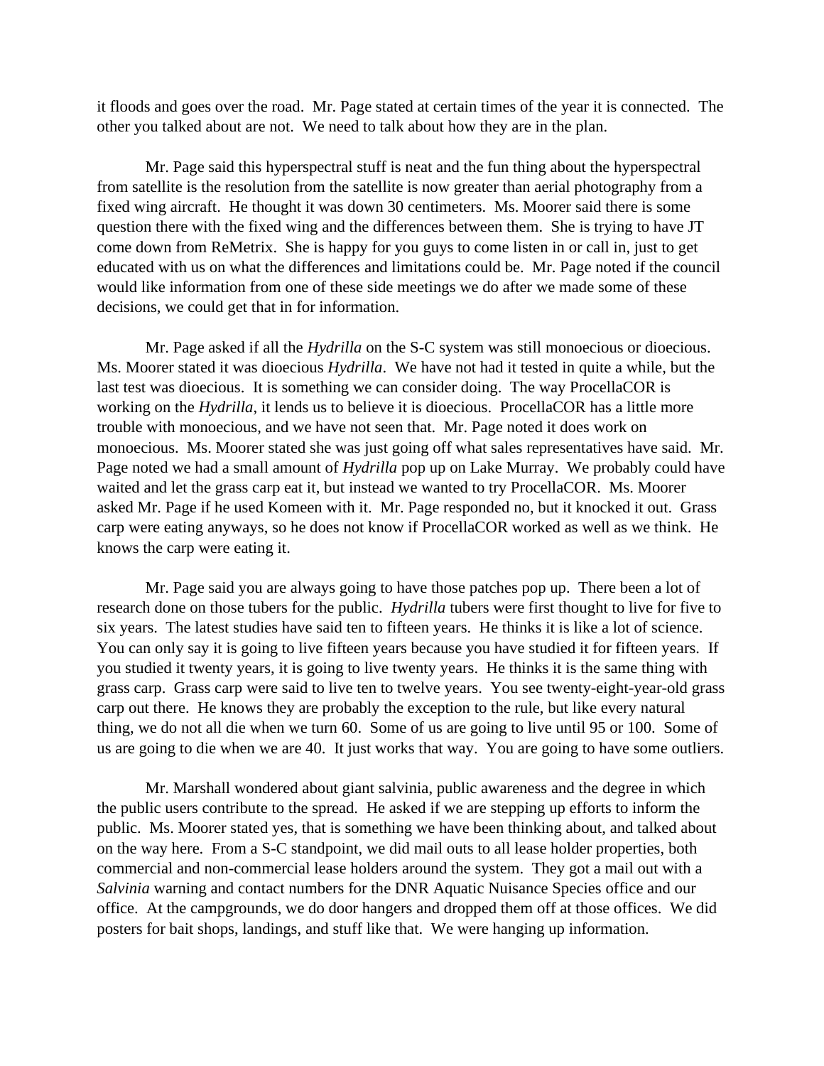it floods and goes over the road. Mr. Page stated at certain times of the year it is connected. The other you talked about are not. We need to talk about how they are in the plan.

Mr. Page said this hyperspectral stuff is neat and the fun thing about the hyperspectral from satellite is the resolution from the satellite is now greater than aerial photography from a fixed wing aircraft. He thought it was down 30 centimeters. Ms. Moorer said there is some question there with the fixed wing and the differences between them. She is trying to have JT come down from ReMetrix. She is happy for you guys to come listen in or call in, just to get educated with us on what the differences and limitations could be. Mr. Page noted if the council would like information from one of these side meetings we do after we made some of these decisions, we could get that in for information.

Mr. Page asked if all the *Hydrilla* on the S-C system was still monoecious or dioecious. Ms. Moorer stated it was dioecious *Hydrilla*. We have not had it tested in quite a while, but the last test was dioecious. It is something we can consider doing. The way ProcellaCOR is working on the *Hydrilla*, it lends us to believe it is dioecious. ProcellaCOR has a little more trouble with monoecious, and we have not seen that. Mr. Page noted it does work on monoecious. Ms. Moorer stated she was just going off what sales representatives have said. Mr. Page noted we had a small amount of *Hydrilla* pop up on Lake Murray. We probably could have waited and let the grass carp eat it, but instead we wanted to try ProcellaCOR. Ms. Moorer asked Mr. Page if he used Komeen with it. Mr. Page responded no, but it knocked it out. Grass carp were eating anyways, so he does not know if ProcellaCOR worked as well as we think. He knows the carp were eating it.

Mr. Page said you are always going to have those patches pop up. There been a lot of research done on those tubers for the public. *Hydrilla* tubers were first thought to live for five to six years. The latest studies have said ten to fifteen years. He thinks it is like a lot of science. You can only say it is going to live fifteen years because you have studied it for fifteen years. If you studied it twenty years, it is going to live twenty years. He thinks it is the same thing with grass carp. Grass carp were said to live ten to twelve years. You see twenty-eight-year-old grass carp out there. He knows they are probably the exception to the rule, but like every natural thing, we do not all die when we turn 60. Some of us are going to live until 95 or 100. Some of us are going to die when we are 40. It just works that way. You are going to have some outliers.

Mr. Marshall wondered about giant salvinia, public awareness and the degree in which the public users contribute to the spread. He asked if we are stepping up efforts to inform the public. Ms. Moorer stated yes, that is something we have been thinking about, and talked about on the way here. From a S-C standpoint, we did mail outs to all lease holder properties, both commercial and non-commercial lease holders around the system. They got a mail out with a *Salvinia* warning and contact numbers for the DNR Aquatic Nuisance Species office and our office. At the campgrounds, we do door hangers and dropped them off at those offices. We did posters for bait shops, landings, and stuff like that. We were hanging up information.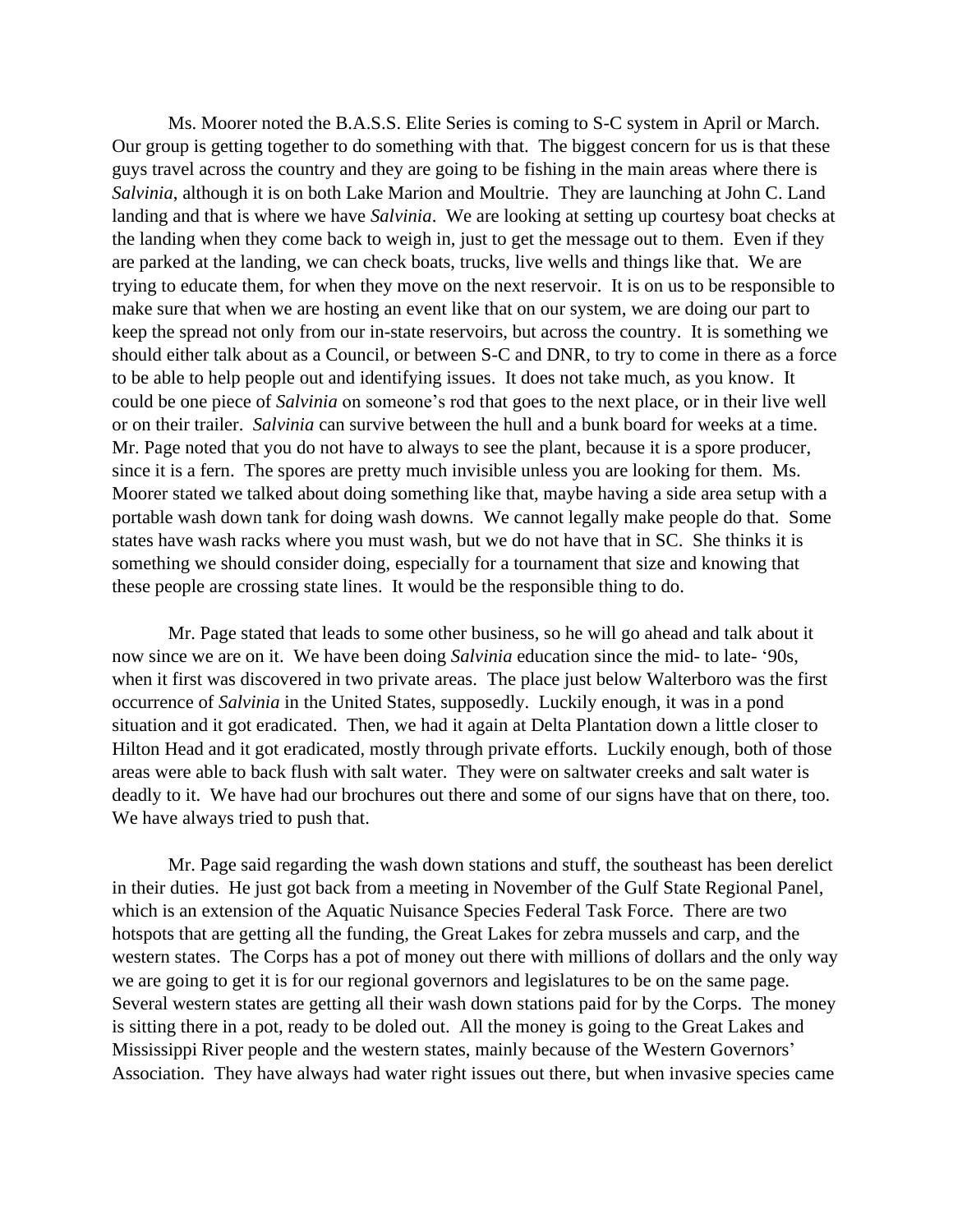Ms. Moorer noted the B.A.S.S. Elite Series is coming to S-C system in April or March. Our group is getting together to do something with that. The biggest concern for us is that these guys travel across the country and they are going to be fishing in the main areas where there is *Salvinia*, although it is on both Lake Marion and Moultrie. They are launching at John C. Land landing and that is where we have *Salvinia*. We are looking at setting up courtesy boat checks at the landing when they come back to weigh in, just to get the message out to them. Even if they are parked at the landing, we can check boats, trucks, live wells and things like that. We are trying to educate them, for when they move on the next reservoir. It is on us to be responsible to make sure that when we are hosting an event like that on our system, we are doing our part to keep the spread not only from our in-state reservoirs, but across the country. It is something we should either talk about as a Council, or between S-C and DNR, to try to come in there as a force to be able to help people out and identifying issues. It does not take much, as you know. It could be one piece of *Salvinia* on someone's rod that goes to the next place, or in their live well or on their trailer. *Salvinia* can survive between the hull and a bunk board for weeks at a time. Mr. Page noted that you do not have to always to see the plant, because it is a spore producer, since it is a fern. The spores are pretty much invisible unless you are looking for them. Ms. Moorer stated we talked about doing something like that, maybe having a side area setup with a portable wash down tank for doing wash downs. We cannot legally make people do that. Some states have wash racks where you must wash, but we do not have that in SC. She thinks it is something we should consider doing, especially for a tournament that size and knowing that these people are crossing state lines. It would be the responsible thing to do.

Mr. Page stated that leads to some other business, so he will go ahead and talk about it now since we are on it. We have been doing *Salvinia* education since the mid- to late- '90s, when it first was discovered in two private areas. The place just below Walterboro was the first occurrence of *Salvinia* in the United States, supposedly. Luckily enough, it was in a pond situation and it got eradicated. Then, we had it again at Delta Plantation down a little closer to Hilton Head and it got eradicated, mostly through private efforts. Luckily enough, both of those areas were able to back flush with salt water. They were on saltwater creeks and salt water is deadly to it. We have had our brochures out there and some of our signs have that on there, too. We have always tried to push that.

Mr. Page said regarding the wash down stations and stuff, the southeast has been derelict in their duties. He just got back from a meeting in November of the Gulf State Regional Panel, which is an extension of the Aquatic Nuisance Species Federal Task Force. There are two hotspots that are getting all the funding, the Great Lakes for zebra mussels and carp, and the western states. The Corps has a pot of money out there with millions of dollars and the only way we are going to get it is for our regional governors and legislatures to be on the same page. Several western states are getting all their wash down stations paid for by the Corps. The money is sitting there in a pot, ready to be doled out. All the money is going to the Great Lakes and Mississippi River people and the western states, mainly because of the Western Governors' Association. They have always had water right issues out there, but when invasive species came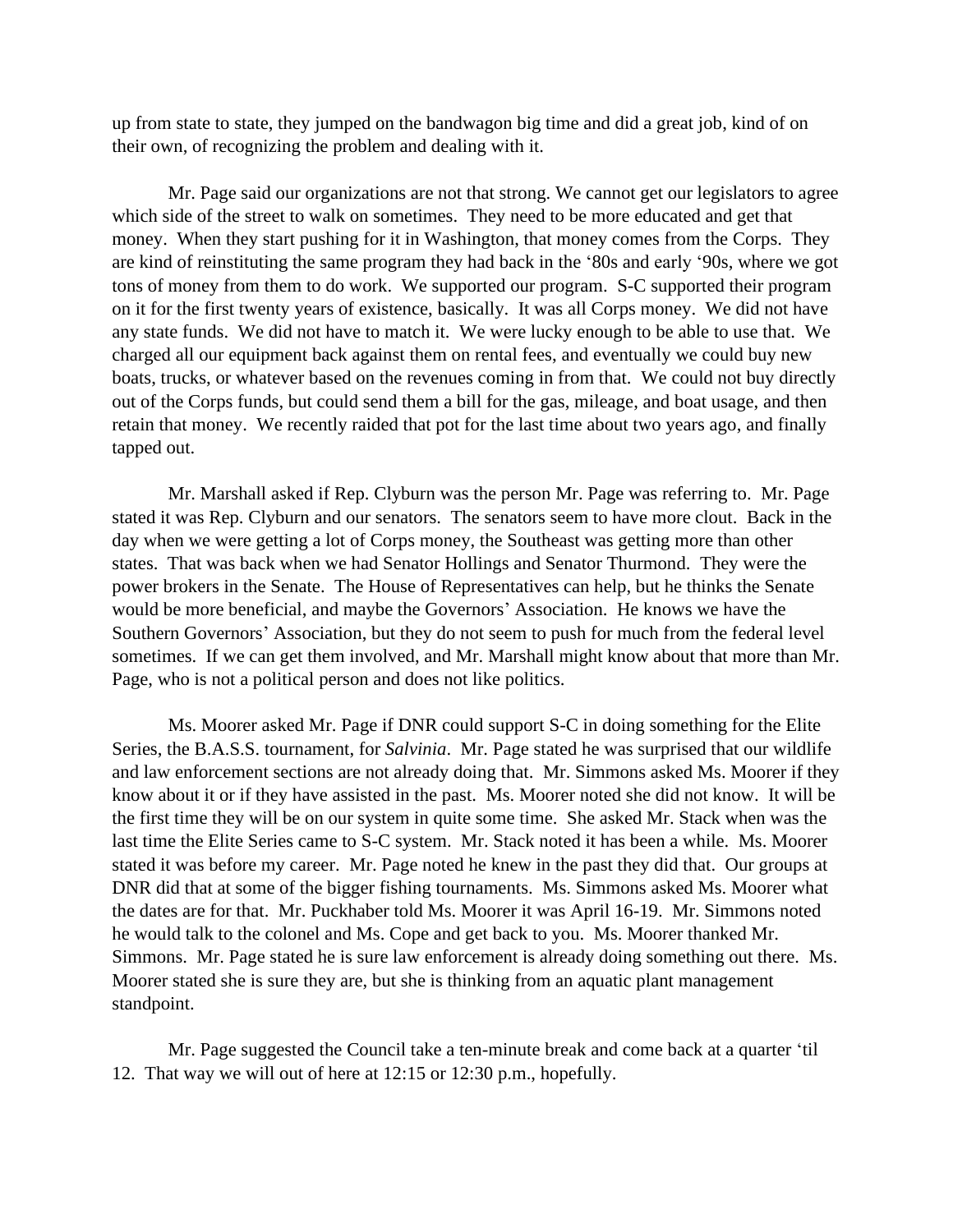up from state to state, they jumped on the bandwagon big time and did a great job, kind of on their own, of recognizing the problem and dealing with it.

Mr. Page said our organizations are not that strong. We cannot get our legislators to agree which side of the street to walk on sometimes. They need to be more educated and get that money. When they start pushing for it in Washington, that money comes from the Corps. They are kind of reinstituting the same program they had back in the '80s and early '90s, where we got tons of money from them to do work. We supported our program. S-C supported their program on it for the first twenty years of existence, basically. It was all Corps money. We did not have any state funds. We did not have to match it. We were lucky enough to be able to use that. We charged all our equipment back against them on rental fees, and eventually we could buy new boats, trucks, or whatever based on the revenues coming in from that. We could not buy directly out of the Corps funds, but could send them a bill for the gas, mileage, and boat usage, and then retain that money. We recently raided that pot for the last time about two years ago, and finally tapped out.

Mr. Marshall asked if Rep. Clyburn was the person Mr. Page was referring to. Mr. Page stated it was Rep. Clyburn and our senators. The senators seem to have more clout. Back in the day when we were getting a lot of Corps money, the Southeast was getting more than other states. That was back when we had Senator Hollings and Senator Thurmond. They were the power brokers in the Senate. The House of Representatives can help, but he thinks the Senate would be more beneficial, and maybe the Governors' Association. He knows we have the Southern Governors' Association, but they do not seem to push for much from the federal level sometimes. If we can get them involved, and Mr. Marshall might know about that more than Mr. Page, who is not a political person and does not like politics.

Ms. Moorer asked Mr. Page if DNR could support S-C in doing something for the Elite Series, the B.A.S.S. tournament, for *Salvinia*. Mr. Page stated he was surprised that our wildlife and law enforcement sections are not already doing that. Mr. Simmons asked Ms. Moorer if they know about it or if they have assisted in the past. Ms. Moorer noted she did not know. It will be the first time they will be on our system in quite some time. She asked Mr. Stack when was the last time the Elite Series came to S-C system. Mr. Stack noted it has been a while. Ms. Moorer stated it was before my career. Mr. Page noted he knew in the past they did that. Our groups at DNR did that at some of the bigger fishing tournaments. Ms. Simmons asked Ms. Moorer what the dates are for that. Mr. Puckhaber told Ms. Moorer it was April 16-19. Mr. Simmons noted he would talk to the colonel and Ms. Cope and get back to you. Ms. Moorer thanked Mr. Simmons. Mr. Page stated he is sure law enforcement is already doing something out there. Ms. Moorer stated she is sure they are, but she is thinking from an aquatic plant management standpoint.

Mr. Page suggested the Council take a ten-minute break and come back at a quarter 'til 12. That way we will out of here at 12:15 or 12:30 p.m., hopefully.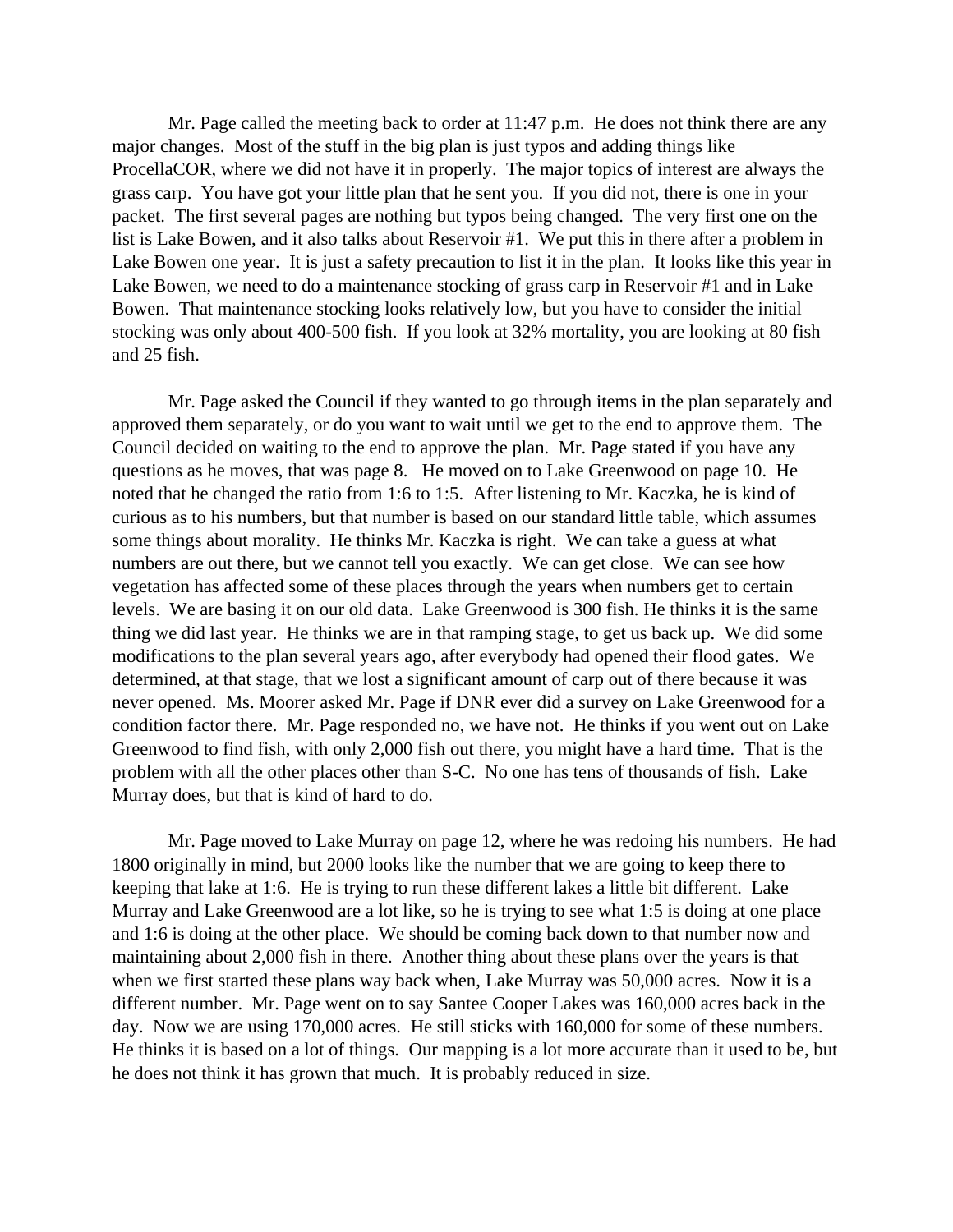Mr. Page called the meeting back to order at 11:47 p.m. He does not think there are any major changes. Most of the stuff in the big plan is just typos and adding things like ProcellaCOR, where we did not have it in properly. The major topics of interest are always the grass carp. You have got your little plan that he sent you. If you did not, there is one in your packet. The first several pages are nothing but typos being changed. The very first one on the list is Lake Bowen, and it also talks about Reservoir #1. We put this in there after a problem in Lake Bowen one year. It is just a safety precaution to list it in the plan. It looks like this year in Lake Bowen, we need to do a maintenance stocking of grass carp in Reservoir #1 and in Lake Bowen. That maintenance stocking looks relatively low, but you have to consider the initial stocking was only about 400-500 fish. If you look at 32% mortality, you are looking at 80 fish and 25 fish.

Mr. Page asked the Council if they wanted to go through items in the plan separately and approved them separately, or do you want to wait until we get to the end to approve them. The Council decided on waiting to the end to approve the plan. Mr. Page stated if you have any questions as he moves, that was page 8. He moved on to Lake Greenwood on page 10. He noted that he changed the ratio from 1:6 to 1:5. After listening to Mr. Kaczka, he is kind of curious as to his numbers, but that number is based on our standard little table, which assumes some things about morality. He thinks Mr. Kaczka is right. We can take a guess at what numbers are out there, but we cannot tell you exactly. We can get close. We can see how vegetation has affected some of these places through the years when numbers get to certain levels. We are basing it on our old data. Lake Greenwood is 300 fish. He thinks it is the same thing we did last year. He thinks we are in that ramping stage, to get us back up. We did some modifications to the plan several years ago, after everybody had opened their flood gates. We determined, at that stage, that we lost a significant amount of carp out of there because it was never opened. Ms. Moorer asked Mr. Page if DNR ever did a survey on Lake Greenwood for a condition factor there. Mr. Page responded no, we have not. He thinks if you went out on Lake Greenwood to find fish, with only 2,000 fish out there, you might have a hard time. That is the problem with all the other places other than S-C. No one has tens of thousands of fish. Lake Murray does, but that is kind of hard to do.

Mr. Page moved to Lake Murray on page 12, where he was redoing his numbers. He had 1800 originally in mind, but 2000 looks like the number that we are going to keep there to keeping that lake at 1:6. He is trying to run these different lakes a little bit different. Lake Murray and Lake Greenwood are a lot like, so he is trying to see what 1:5 is doing at one place and 1:6 is doing at the other place. We should be coming back down to that number now and maintaining about 2,000 fish in there. Another thing about these plans over the years is that when we first started these plans way back when, Lake Murray was 50,000 acres. Now it is a different number. Mr. Page went on to say Santee Cooper Lakes was 160,000 acres back in the day. Now we are using 170,000 acres. He still sticks with 160,000 for some of these numbers. He thinks it is based on a lot of things. Our mapping is a lot more accurate than it used to be, but he does not think it has grown that much. It is probably reduced in size.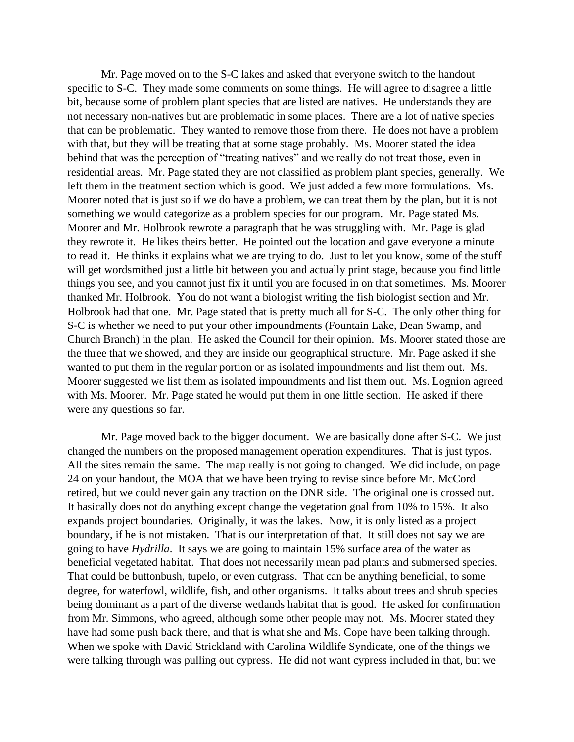Mr. Page moved on to the S-C lakes and asked that everyone switch to the handout specific to S-C. They made some comments on some things. He will agree to disagree a little bit, because some of problem plant species that are listed are natives. He understands they are not necessary non-natives but are problematic in some places. There are a lot of native species that can be problematic. They wanted to remove those from there. He does not have a problem with that, but they will be treating that at some stage probably. Ms. Moorer stated the idea behind that was the perception of "treating natives" and we really do not treat those, even in residential areas. Mr. Page stated they are not classified as problem plant species, generally. We left them in the treatment section which is good. We just added a few more formulations. Ms. Moorer noted that is just so if we do have a problem, we can treat them by the plan, but it is not something we would categorize as a problem species for our program. Mr. Page stated Ms. Moorer and Mr. Holbrook rewrote a paragraph that he was struggling with. Mr. Page is glad they rewrote it. He likes theirs better. He pointed out the location and gave everyone a minute to read it. He thinks it explains what we are trying to do. Just to let you know, some of the stuff will get wordsmithed just a little bit between you and actually print stage, because you find little things you see, and you cannot just fix it until you are focused in on that sometimes. Ms. Moorer thanked Mr. Holbrook. You do not want a biologist writing the fish biologist section and Mr. Holbrook had that one. Mr. Page stated that is pretty much all for S-C. The only other thing for S-C is whether we need to put your other impoundments (Fountain Lake, Dean Swamp, and Church Branch) in the plan. He asked the Council for their opinion. Ms. Moorer stated those are the three that we showed, and they are inside our geographical structure. Mr. Page asked if she wanted to put them in the regular portion or as isolated impoundments and list them out. Ms. Moorer suggested we list them as isolated impoundments and list them out. Ms. Lognion agreed with Ms. Moorer. Mr. Page stated he would put them in one little section. He asked if there were any questions so far.

Mr. Page moved back to the bigger document. We are basically done after S-C. We just changed the numbers on the proposed management operation expenditures. That is just typos. All the sites remain the same. The map really is not going to changed. We did include, on page 24 on your handout, the MOA that we have been trying to revise since before Mr. McCord retired, but we could never gain any traction on the DNR side. The original one is crossed out. It basically does not do anything except change the vegetation goal from 10% to 15%. It also expands project boundaries. Originally, it was the lakes. Now, it is only listed as a project boundary, if he is not mistaken. That is our interpretation of that. It still does not say we are going to have *Hydrilla*. It says we are going to maintain 15% surface area of the water as beneficial vegetated habitat. That does not necessarily mean pad plants and submersed species. That could be buttonbush, tupelo, or even cutgrass. That can be anything beneficial, to some degree, for waterfowl, wildlife, fish, and other organisms. It talks about trees and shrub species being dominant as a part of the diverse wetlands habitat that is good. He asked for confirmation from Mr. Simmons, who agreed, although some other people may not. Ms. Moorer stated they have had some push back there, and that is what she and Ms. Cope have been talking through. When we spoke with David Strickland with Carolina Wildlife Syndicate, one of the things we were talking through was pulling out cypress. He did not want cypress included in that, but we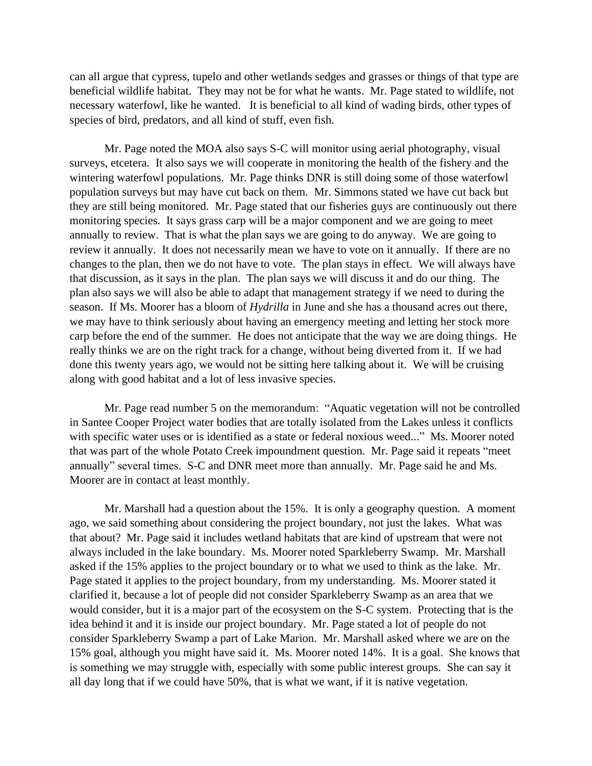can all argue that cypress, tupelo and other wetlands sedges and grasses or things of that type are beneficial wildlife habitat. They may not be for what he wants. Mr. Page stated to wildlife, not necessary waterfowl, like he wanted. It is beneficial to all kind of wading birds, other types of species of bird, predators, and all kind of stuff, even fish.

Mr. Page noted the MOA also says S-C will monitor using aerial photography, visual surveys, etcetera. It also says we will cooperate in monitoring the health of the fishery and the wintering waterfowl populations. Mr. Page thinks DNR is still doing some of those waterfowl population surveys but may have cut back on them. Mr. Simmons stated we have cut back but they are still being monitored. Mr. Page stated that our fisheries guys are continuously out there monitoring species. It says grass carp will be a major component and we are going to meet annually to review. That is what the plan says we are going to do anyway. We are going to review it annually. It does not necessarily mean we have to vote on it annually. If there are no changes to the plan, then we do not have to vote. The plan stays in effect. We will always have that discussion, as it says in the plan. The plan says we will discuss it and do our thing. The plan also says we will also be able to adapt that management strategy if we need to during the season. If Ms. Moorer has a bloom of *Hydrilla* in June and she has a thousand acres out there, we may have to think seriously about having an emergency meeting and letting her stock more carp before the end of the summer. He does not anticipate that the way we are doing things. He really thinks we are on the right track for a change, without being diverted from it. If we had done this twenty years ago, we would not be sitting here talking about it. We will be cruising along with good habitat and a lot of less invasive species.

Mr. Page read number 5 on the memorandum: "Aquatic vegetation will not be controlled in Santee Cooper Project water bodies that are totally isolated from the Lakes unless it conflicts with specific water uses or is identified as a state or federal noxious weed..." Ms. Moorer noted that was part of the whole Potato Creek impoundment question. Mr. Page said it repeats "meet annually" several times. S-C and DNR meet more than annually. Mr. Page said he and Ms. Moorer are in contact at least monthly.

Mr. Marshall had a question about the 15%. It is only a geography question. A moment ago, we said something about considering the project boundary, not just the lakes. What was that about? Mr. Page said it includes wetland habitats that are kind of upstream that were not always included in the lake boundary. Ms. Moorer noted Sparkleberry Swamp. Mr. Marshall asked if the 15% applies to the project boundary or to what we used to think as the lake. Mr. Page stated it applies to the project boundary, from my understanding. Ms. Moorer stated it clarified it, because a lot of people did not consider Sparkleberry Swamp as an area that we would consider, but it is a major part of the ecosystem on the S-C system. Protecting that is the idea behind it and it is inside our project boundary. Mr. Page stated a lot of people do not consider Sparkleberry Swamp a part of Lake Marion. Mr. Marshall asked where we are on the 15% goal, although you might have said it. Ms. Moorer noted 14%. It is a goal. She knows that is something we may struggle with, especially with some public interest groups. She can say it all day long that if we could have 50%, that is what we want, if it is native vegetation.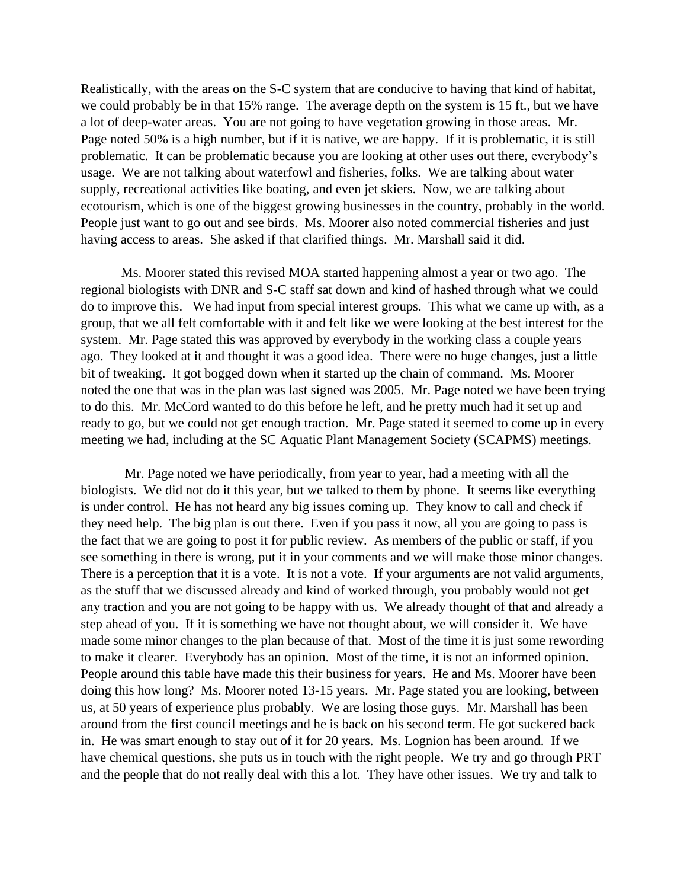Realistically, with the areas on the S-C system that are conducive to having that kind of habitat, we could probably be in that 15% range. The average depth on the system is 15 ft., but we have a lot of deep-water areas. You are not going to have vegetation growing in those areas. Mr. Page noted 50% is a high number, but if it is native, we are happy. If it is problematic, it is still problematic. It can be problematic because you are looking at other uses out there, everybody's usage. We are not talking about waterfowl and fisheries, folks. We are talking about water supply, recreational activities like boating, and even jet skiers. Now, we are talking about ecotourism, which is one of the biggest growing businesses in the country, probably in the world. People just want to go out and see birds. Ms. Moorer also noted commercial fisheries and just having access to areas. She asked if that clarified things. Mr. Marshall said it did.

Ms. Moorer stated this revised MOA started happening almost a year or two ago. The regional biologists with DNR and S-C staff sat down and kind of hashed through what we could do to improve this. We had input from special interest groups. This what we came up with, as a group, that we all felt comfortable with it and felt like we were looking at the best interest for the system. Mr. Page stated this was approved by everybody in the working class a couple years ago. They looked at it and thought it was a good idea. There were no huge changes, just a little bit of tweaking. It got bogged down when it started up the chain of command. Ms. Moorer noted the one that was in the plan was last signed was 2005. Mr. Page noted we have been trying to do this. Mr. McCord wanted to do this before he left, and he pretty much had it set up and ready to go, but we could not get enough traction. Mr. Page stated it seemed to come up in every meeting we had, including at the SC Aquatic Plant Management Society (SCAPMS) meetings.

Mr. Page noted we have periodically, from year to year, had a meeting with all the biologists. We did not do it this year, but we talked to them by phone. It seems like everything is under control. He has not heard any big issues coming up. They know to call and check if they need help. The big plan is out there. Even if you pass it now, all you are going to pass is the fact that we are going to post it for public review. As members of the public or staff, if you see something in there is wrong, put it in your comments and we will make those minor changes. There is a perception that it is a vote. It is not a vote. If your arguments are not valid arguments, as the stuff that we discussed already and kind of worked through, you probably would not get any traction and you are not going to be happy with us. We already thought of that and already a step ahead of you. If it is something we have not thought about, we will consider it. We have made some minor changes to the plan because of that. Most of the time it is just some rewording to make it clearer. Everybody has an opinion. Most of the time, it is not an informed opinion. People around this table have made this their business for years. He and Ms. Moorer have been doing this how long? Ms. Moorer noted 13-15 years. Mr. Page stated you are looking, between us, at 50 years of experience plus probably. We are losing those guys. Mr. Marshall has been around from the first council meetings and he is back on his second term. He got suckered back in. He was smart enough to stay out of it for 20 years. Ms. Lognion has been around. If we have chemical questions, she puts us in touch with the right people. We try and go through PRT and the people that do not really deal with this a lot. They have other issues. We try and talk to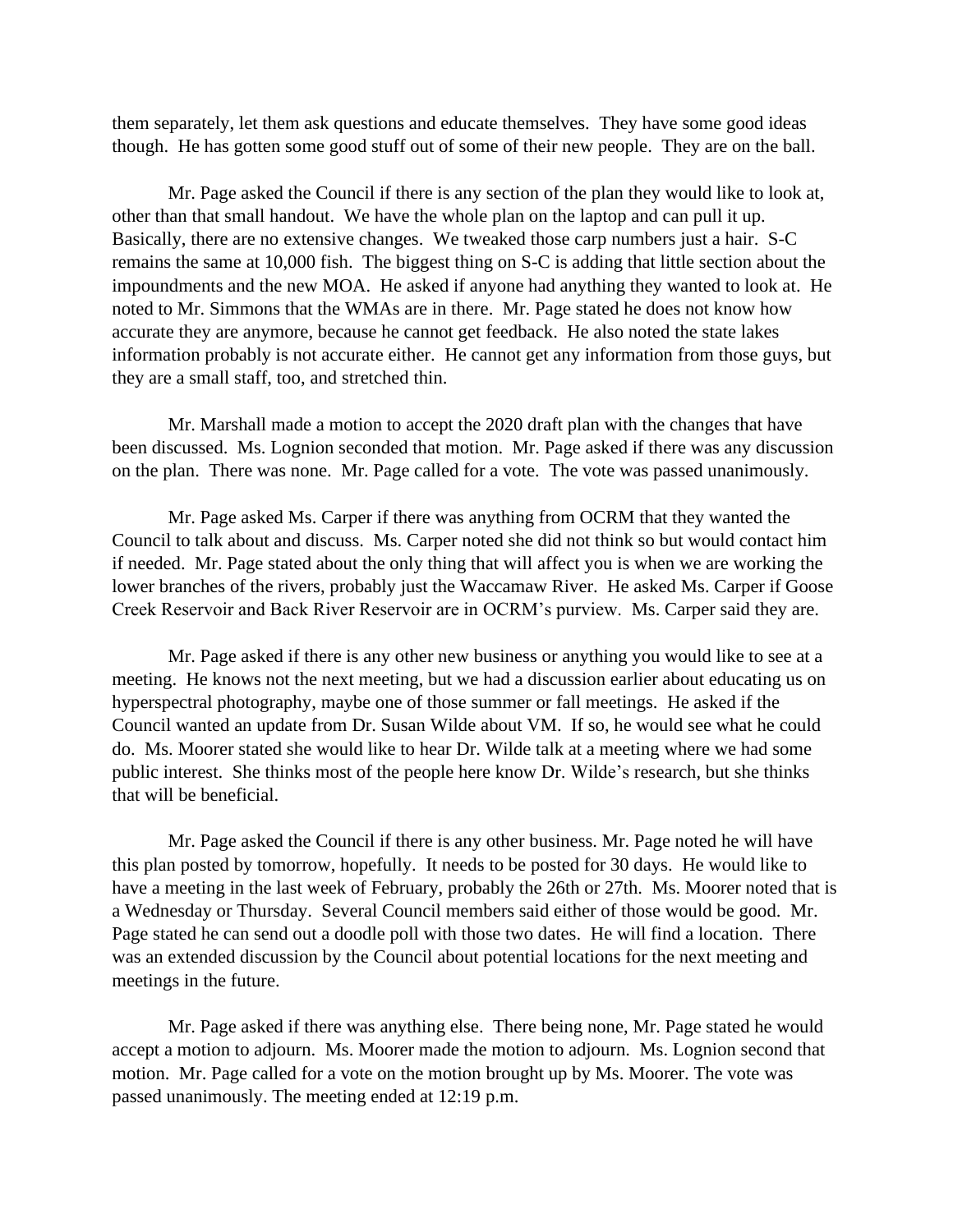them separately, let them ask questions and educate themselves. They have some good ideas though. He has gotten some good stuff out of some of their new people. They are on the ball.

Mr. Page asked the Council if there is any section of the plan they would like to look at, other than that small handout. We have the whole plan on the laptop and can pull it up. Basically, there are no extensive changes. We tweaked those carp numbers just a hair. S-C remains the same at 10,000 fish. The biggest thing on S-C is adding that little section about the impoundments and the new MOA. He asked if anyone had anything they wanted to look at. He noted to Mr. Simmons that the WMAs are in there. Mr. Page stated he does not know how accurate they are anymore, because he cannot get feedback. He also noted the state lakes information probably is not accurate either. He cannot get any information from those guys, but they are a small staff, too, and stretched thin.

Mr. Marshall made a motion to accept the 2020 draft plan with the changes that have been discussed. Ms. Lognion seconded that motion. Mr. Page asked if there was any discussion on the plan. There was none. Mr. Page called for a vote. The vote was passed unanimously.

Mr. Page asked Ms. Carper if there was anything from OCRM that they wanted the Council to talk about and discuss. Ms. Carper noted she did not think so but would contact him if needed. Mr. Page stated about the only thing that will affect you is when we are working the lower branches of the rivers, probably just the Waccamaw River. He asked Ms. Carper if Goose Creek Reservoir and Back River Reservoir are in OCRM's purview. Ms. Carper said they are.

Mr. Page asked if there is any other new business or anything you would like to see at a meeting. He knows not the next meeting, but we had a discussion earlier about educating us on hyperspectral photography, maybe one of those summer or fall meetings. He asked if the Council wanted an update from Dr. Susan Wilde about VM. If so, he would see what he could do. Ms. Moorer stated she would like to hear Dr. Wilde talk at a meeting where we had some public interest. She thinks most of the people here know Dr. Wilde's research, but she thinks that will be beneficial.

Mr. Page asked the Council if there is any other business. Mr. Page noted he will have this plan posted by tomorrow, hopefully. It needs to be posted for 30 days. He would like to have a meeting in the last week of February, probably the 26th or 27th. Ms. Moorer noted that is a Wednesday or Thursday. Several Council members said either of those would be good. Mr. Page stated he can send out a doodle poll with those two dates. He will find a location. There was an extended discussion by the Council about potential locations for the next meeting and meetings in the future.

Mr. Page asked if there was anything else. There being none, Mr. Page stated he would accept a motion to adjourn. Ms. Moorer made the motion to adjourn. Ms. Lognion second that motion. Mr. Page called for a vote on the motion brought up by Ms. Moorer. The vote was passed unanimously. The meeting ended at 12:19 p.m.